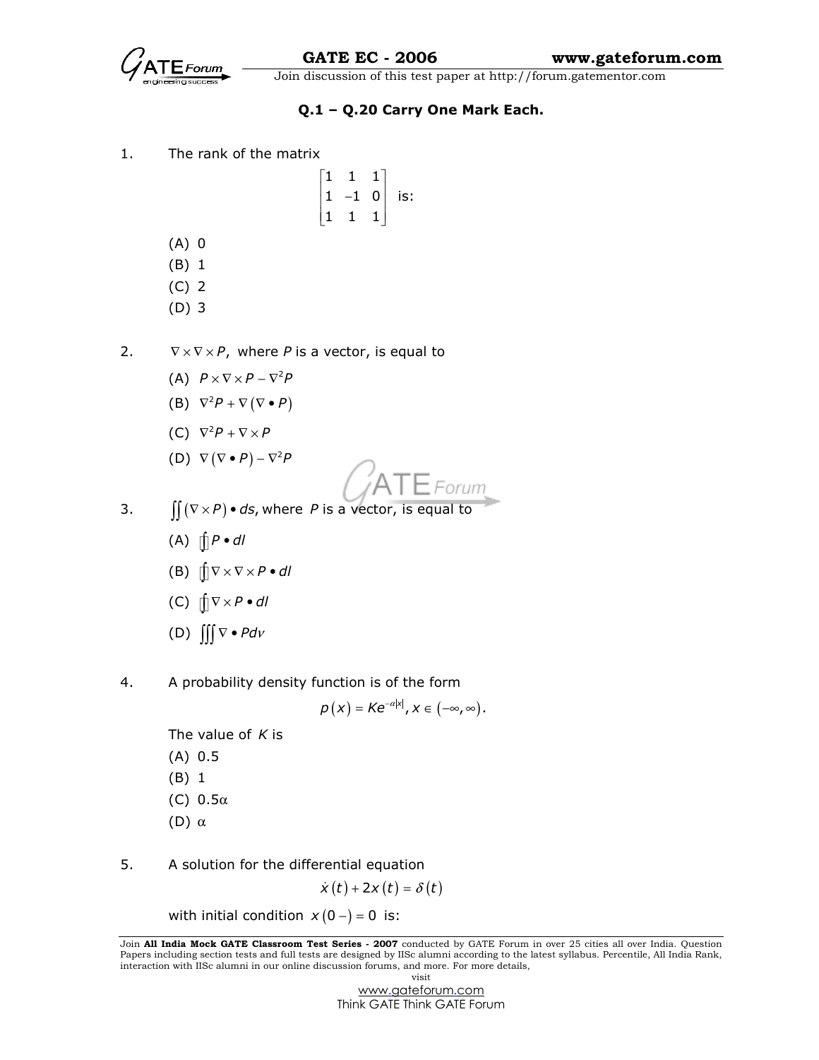**Q.1 – Q.20 Carry One Mark Each.**

1. The rank of the matrix

$$\begin{bmatrix} 1 & 1 & 1 \\ 1 & -1 & 0 \\ 1 & 1 & 1 \end{bmatrix} \text{ is:}$$

(A) 0
(B) 1
(C) 2
(D) 3

2. $\nabla \times \nabla \times P$, where $P$ is a vector, is equal to

(A) $P \times \nabla \times P - \nabla^2 P$
(B) $\nabla^2 P + \nabla(\nabla \bullet P)$
(C) $\nabla^2 P + \nabla \times P$
(D) $\nabla(\nabla \bullet P) - \nabla^2 P$

3. $\iint (\nabla \times P) \bullet ds$, where $P$ is a vector, is equal to

(A) $\oint P \bullet dl$
(B) $\oint \nabla \times \nabla \times P \bullet dl$
(C) $\oint \nabla \times P \bullet dl$
(D) $\iiint \nabla \bullet P dv$

4. A probability density function is of the form

$$p(x) = Ke^{-\alpha|x|}, x \in (-\infty, \infty).$$

The value of $K$ is
(A) 0.5
(B) 1
(C) $0.5\alpha$
(D) $\alpha$

5. A solution for the differential equation

$$\dot{x}(t) + 2x(t) = \delta(t)$$

with initial condition $x(0-) = 0$ is: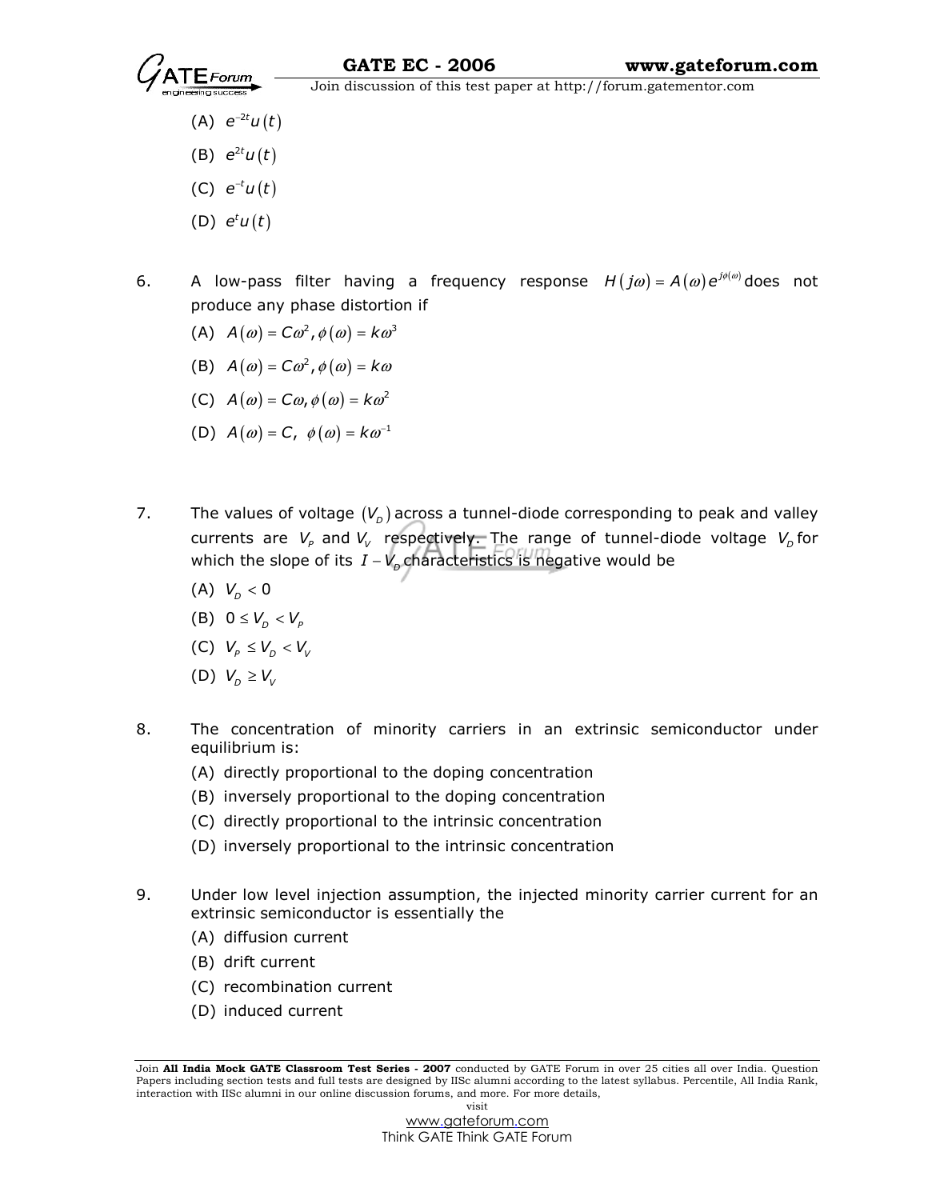(A) $e^{-2t}u(t)$

(B) $e^{2t}u(t)$

(C) $e^{-t}u(t)$

(D) $e^{t}u(t)$

6. A low-pass filter having a frequency response $H(j\omega) = A(\omega)e^{j\phi(\omega)}$ does not produce any phase distortion if

(A) $A(\omega) = C\omega^2, \phi(\omega) = k\omega^3$

(B) $A(\omega) = C\omega^2, \phi(\omega) = k\omega$

(C) $A(\omega) = C\omega, \phi(\omega) = k\omega^2$

(D) $A(\omega) = C, \ \phi(\omega) = k\omega^{-1}$

7. The values of voltage $(V_D)$ across a tunnel-diode corresponding to peak and valley currents are $V_P$ and $V_V$ respectively. The range of tunnel-diode voltage $V_D$ for which the slope of its $I - V_D$ characteristics is negative would be

(A) $V_D < 0$

(B) $0 \le V_D < V_P$

(C) $V_P \le V_D < V_V$

(D) $V_D \ge V_V$

8. The concentration of minority carriers in an extrinsic semiconductor under equilibrium is:

(A) directly proportional to the doping concentration

(B) inversely proportional to the doping concentration

(C) directly proportional to the intrinsic concentration

(D) inversely proportional to the intrinsic concentration

9. Under low level injection assumption, the injected minority carrier current for an extrinsic semiconductor is essentially the

(A) diffusion current

(B) drift current

(C) recombination current

(D) induced current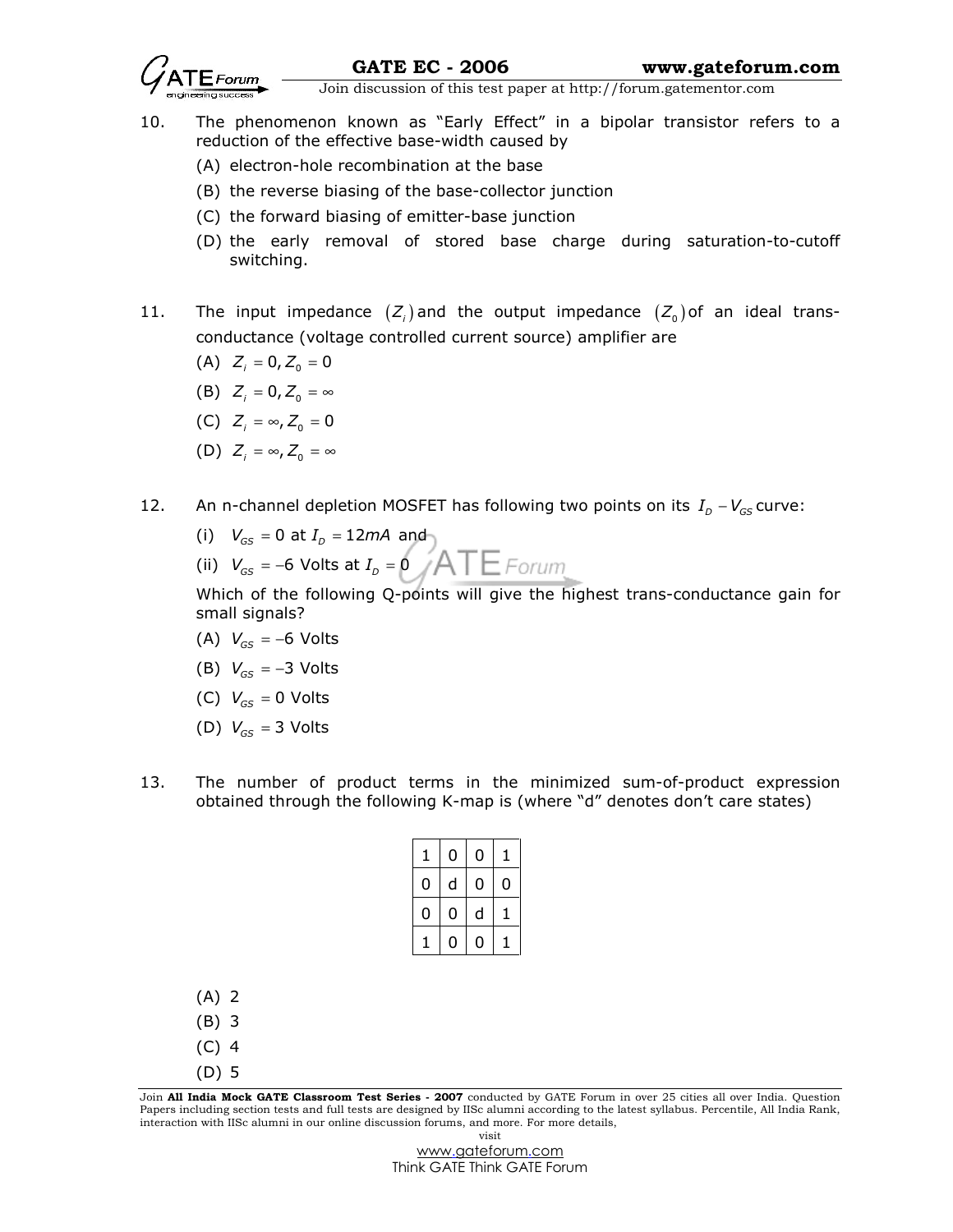10. The phenomenon known as "Early Effect" in a bipolar transistor refers to a reduction of the effective base-width caused by

    (A) electron-hole recombination at the base

    (B) the reverse biasing of the base-collector junction

    (C) the forward biasing of emitter-base junction

    (D) the early removal of stored base charge during saturation-to-cutoff switching.

11. The input impedance $(Z_i)$ and the output impedance $(Z_0)$ of an ideal trans-conductance (voltage controlled current source) amplifier are

    (A) $Z_i = 0, Z_0 = 0$

    (B) $Z_i = 0, Z_0 = \infty$

    (C) $Z_i = \infty, Z_0 = 0$

    (D) $Z_i = \infty, Z_0 = \infty$

12. An n-channel depletion MOSFET has following two points on its $I_D - V_{GS}$ curve:

    (i) $V_{GS} = 0$ at $I_D = 12mA$ and

    (ii) $V_{GS} = -6$ Volts at $I_D = 0$

    Which of the following Q-points will give the highest trans-conductance gain for small signals?

    (A) $V_{GS} = -6$ Volts

    (B) $V_{GS} = -3$ Volts

    (C) $V_{GS} = 0$ Volts

    (D) $V_{GS} = 3$ Volts

13. The number of product terms in the minimized sum-of-product expression obtained through the following K-map is (where "d" denotes don't care states)

| | | | |
|---|---|---|---|
| 1 | 0 | 0 | 1 |
| 0 | d | 0 | 0 |
| 0 | 0 | d | 1 |
| 1 | 0 | 0 | 1 |

    (A) 2

    (B) 3

    (C) 4

    (D) 5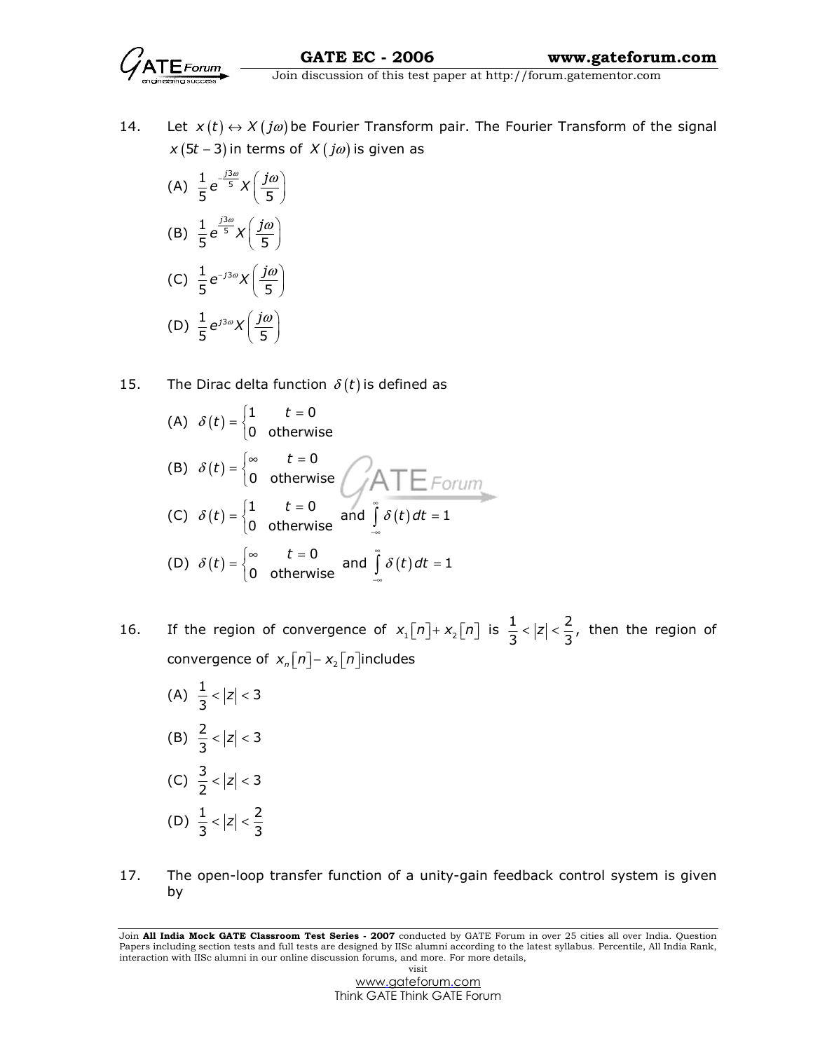14. Let $x(t) \leftrightarrow X(j\omega)$ be Fourier Transform pair. The Fourier Transform of the signal $x(5t-3)$ in terms of $X(j\omega)$ is given as

(A) $\frac{1}{5}e^{-\frac{j3\omega}{5}}X\left(\frac{j\omega}{5}\right)$

(B) $\frac{1}{5}e^{\frac{j3\omega}{5}}X\left(\frac{j\omega}{5}\right)$

(C) $\frac{1}{5}e^{-j3\omega}X\left(\frac{j\omega}{5}\right)$

(D) $\frac{1}{5}e^{j3\omega}X\left(\frac{j\omega}{5}\right)$

15. The Dirac delta function $\delta(t)$ is defined as

(A) $\delta(t) = \begin{cases} 1 & t = 0 \\ 0 & \text{otherwise} \end{cases}$

(B) $\delta(t) = \begin{cases} \infty & t = 0 \\ 0 & \text{otherwise} \end{cases}$

(C) $\delta(t) = \begin{cases} 1 & t = 0 \\ 0 & \text{otherwise} \end{cases}$ and $\int_{-\infty}^{\infty} \delta(t)\,dt = 1$

(D) $\delta(t) = \begin{cases} \infty & t = 0 \\ 0 & \text{otherwise} \end{cases}$ and $\int_{-\infty}^{\infty} \delta(t)\,dt = 1$

16. If the region of convergence of $x_1[n] + x_2[n]$ is $\frac{1}{3} < |z| < \frac{2}{3}$, then the region of convergence of $x_n[n] - x_2[n]$ includes

(A) $\frac{1}{3} < |z| < 3$

(B) $\frac{2}{3} < |z| < 3$

(C) $\frac{3}{2} < |z| < 3$

(D) $\frac{1}{3} < |z| < \frac{2}{3}$

17. The open-loop transfer function of a unity-gain feedback control system is given by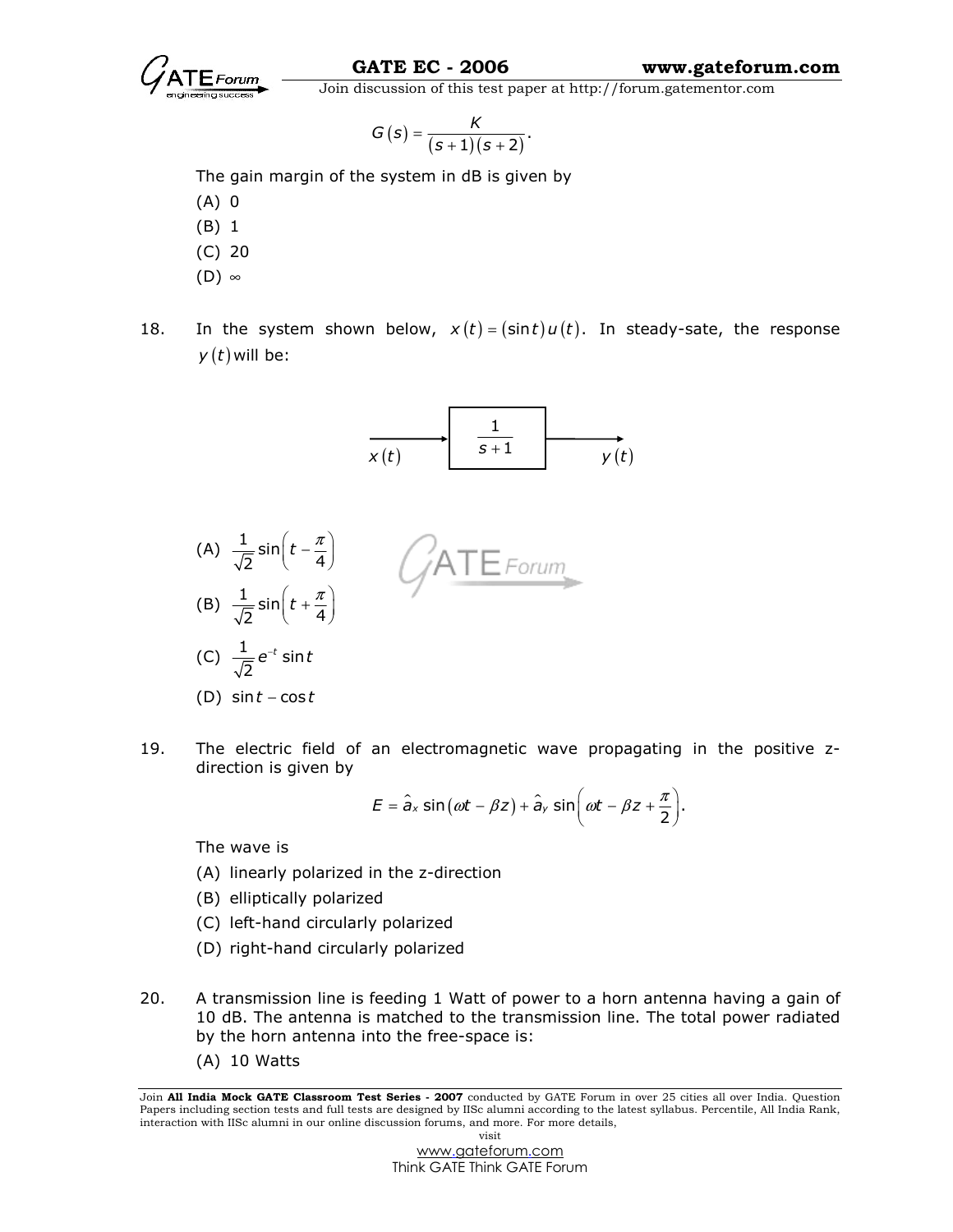$$G(s) = \frac{K}{(s+1)(s+2)}.$$

The gain margin of the system in dB is given by

(A) 0

(B) 1

(C) 20

(D) $\infty$

18. In the system shown below, $x(t) = (\sin t)u(t)$. In steady-sate, the response $y(t)$ will be:

$$x(t) \longrightarrow \boxed{\frac{1}{s+1}} \longrightarrow y(t)$$

(A) $\frac{1}{\sqrt{2}}\sin\left(t - \frac{\pi}{4}\right)$

(B) $\frac{1}{\sqrt{2}}\sin\left(t + \frac{\pi}{4}\right)$

(C) $\frac{1}{\sqrt{2}}e^{-t}\sin t$

(D) $\sin t - \cos t$

19. The electric field of an electromagnetic wave propagating in the positive z-direction is given by

$$E = \hat{a}_x \sin(\omega t - \beta z) + \hat{a}_y \sin\left(\omega t - \beta z + \frac{\pi}{2}\right).$$

The wave is

(A) linearly polarized in the z-direction

(B) elliptically polarized

(C) left-hand circularly polarized

(D) right-hand circularly polarized

20. A transmission line is feeding 1 Watt of power to a horn antenna having a gain of 10 dB. The antenna is matched to the transmission line. The total power radiated by the horn antenna into the free-space is:

(A) 10 Watts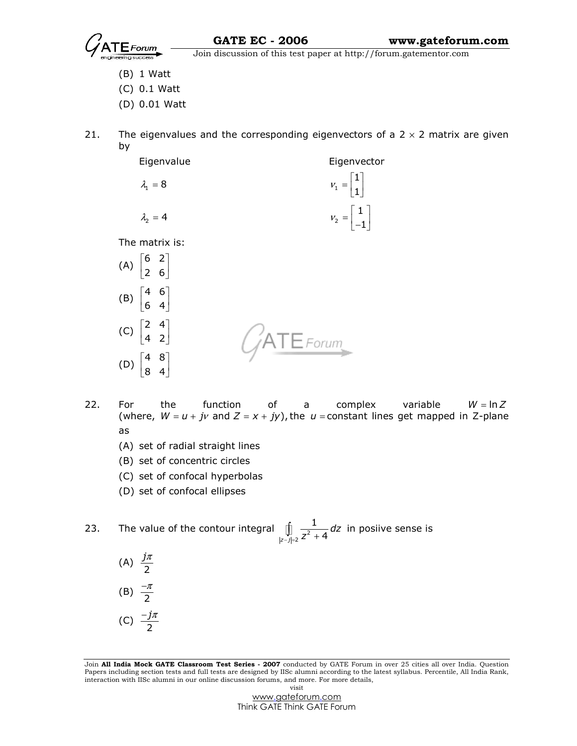(B) 1 Watt

(C) 0.1 Watt

(D) 0.01 Watt

21. The eigenvalues and the corresponding eigenvectors of a $2 \times 2$ matrix are given by

| Eigenvalue | Eigenvector |
|---|---|
| $\lambda_1 = 8$ | $v_1 = \begin{bmatrix} 1 \\ 1 \end{bmatrix}$ |
| $\lambda_2 = 4$ | $v_2 = \begin{bmatrix} 1 \\ -1 \end{bmatrix}$ |

The matrix is:

(A) $\begin{bmatrix} 6 & 2 \\ 2 & 6 \end{bmatrix}$

(B) $\begin{bmatrix} 4 & 6 \\ 6 & 4 \end{bmatrix}$

(C) $\begin{bmatrix} 2 & 4 \\ 4 & 2 \end{bmatrix}$

(D) $\begin{bmatrix} 4 & 8 \\ 8 & 4 \end{bmatrix}$

22. For the function of a complex variable $W = \ln Z$ (where, $W = u + jv$ and $Z = x + jy$), the $u =$ constant lines get mapped in Z-plane as

(A) set of radial straight lines

(B) set of concentric circles

(C) set of confocal hyperbolas

(D) set of confocal ellipses

23. The value of the contour integral $\oint_{|z-j|=2} \frac{1}{z^2+4} dz$ in posiive sense is

(A) $\frac{j\pi}{2}$

(B) $\frac{-\pi}{2}$

(C) $\frac{-j\pi}{2}$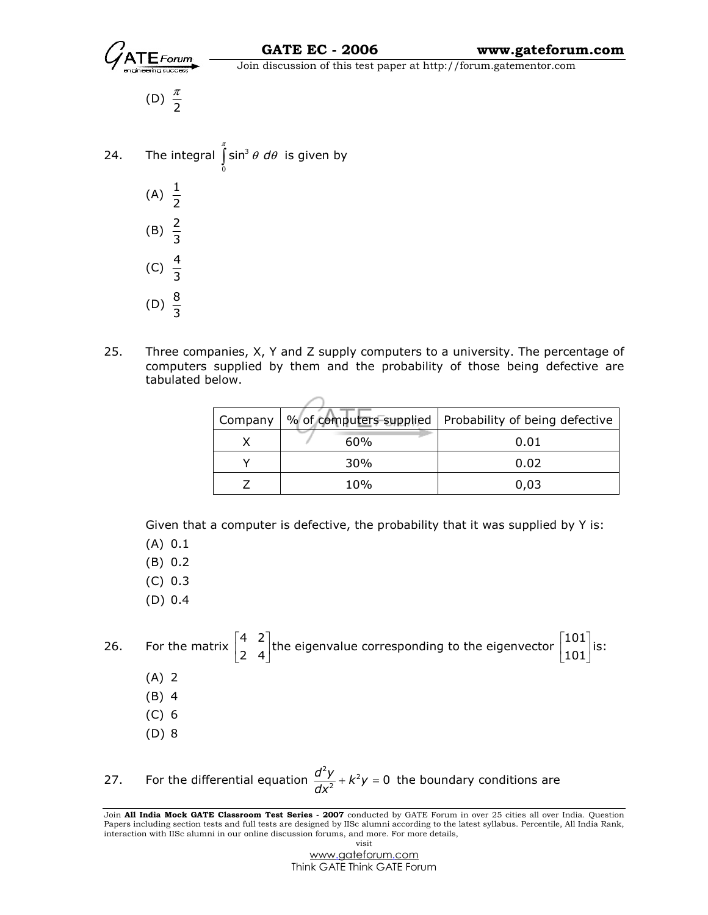(D) $\frac{\pi}{2}$

24. The integral $\int_0^{\pi} \sin^3 \theta \, d\theta$ is given by

(A) $\frac{1}{2}$

(B) $\frac{2}{3}$

(C) $\frac{4}{3}$

(D) $\frac{8}{3}$

25. Three companies, X, Y and Z supply computers to a university. The percentage of computers supplied by them and the probability of those being defective are tabulated below.

| Company | % of computers supplied | Probability of being defective |
|---|---|---|
| X | 60% | 0.01 |
| Y | 30% | 0.02 |
| Z | 10% | 0,03 |

Given that a computer is defective, the probability that it was supplied by Y is:

(A) 0.1

(B) 0.2

(C) 0.3

(D) 0.4

26. For the matrix $\begin{bmatrix} 4 & 2 \\ 2 & 4 \end{bmatrix}$ the eigenvalue corresponding to the eigenvector $\begin{bmatrix} 101 \\ 101 \end{bmatrix}$ is:

(A) 2

(B) 4

(C) 6

(D) 8

27. For the differential equation $\frac{d^2y}{dx^2} + k^2 y = 0$ the boundary conditions are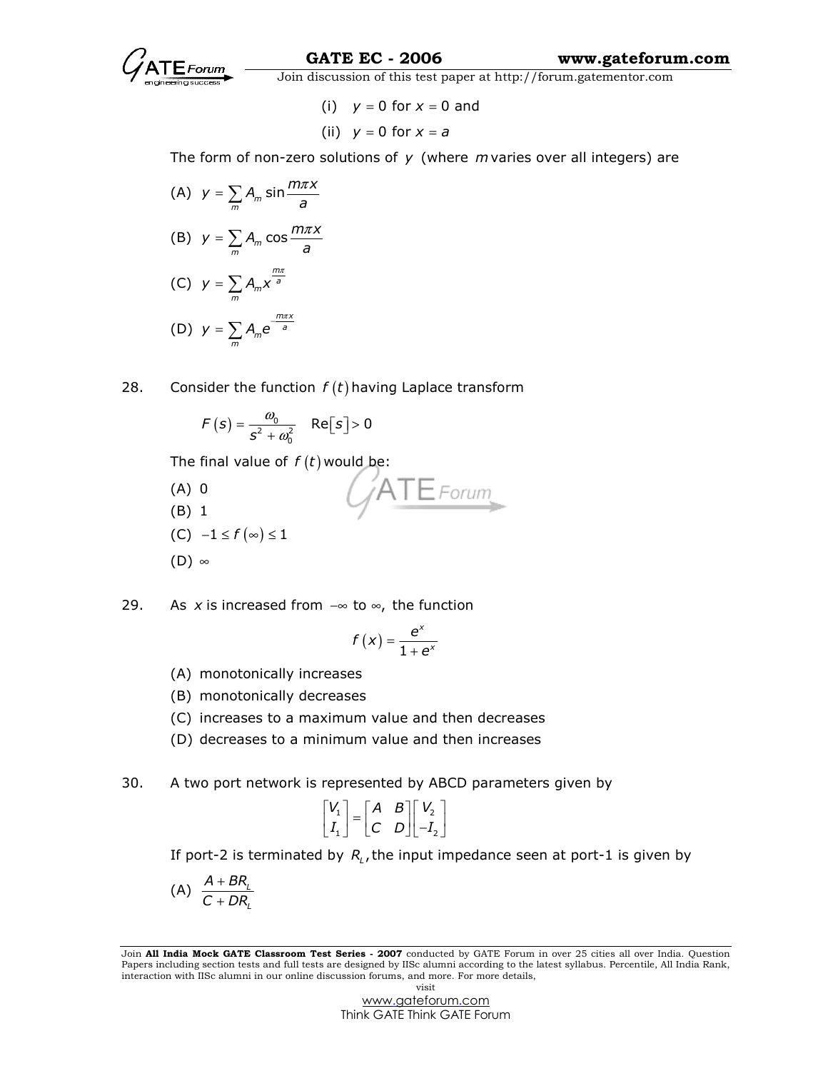(i) $y = 0$ for $x = 0$ and

(ii) $y = 0$ for $x = a$

The form of non-zero solutions of $y$ (where $m$ varies over all integers) are

(A) $y = \sum_m A_m \sin \frac{m\pi x}{a}$

(B) $y = \sum_m A_m \cos \frac{m\pi x}{a}$

(C) $y = \sum_m A_m x^{\frac{m\pi}{a}}$

(D) $y = \sum_m A_m e^{-\frac{m\pi x}{a}}$

28. Consider the function $f(t)$ having Laplace transform

$$F(s) = \frac{\omega_0}{s^2 + \omega_0^2} \quad \text{Re}[s] > 0$$

The final value of $f(t)$ would be:

(A) 0

(B) 1

(C) $-1 \le f(\infty) \le 1$

(D) $\infty$

29. As $x$ is increased from $-\infty$ to $\infty$, the function

$$f(x) = \frac{e^x}{1 + e^x}$$

(A) monotonically increases

(B) monotonically decreases

(C) increases to a maximum value and then decreases

(D) decreases to a minimum value and then increases

30. A two port network is represented by ABCD parameters given by

$$\begin{bmatrix} V_1 \\ I_1 \end{bmatrix} = \begin{bmatrix} A & B \\ C & D \end{bmatrix} \begin{bmatrix} V_2 \\ -I_2 \end{bmatrix}$$

If port-2 is terminated by $R_L$, the input impedance seen at port-1 is given by

(A) $\frac{A + BR_L}{C + DR_L}$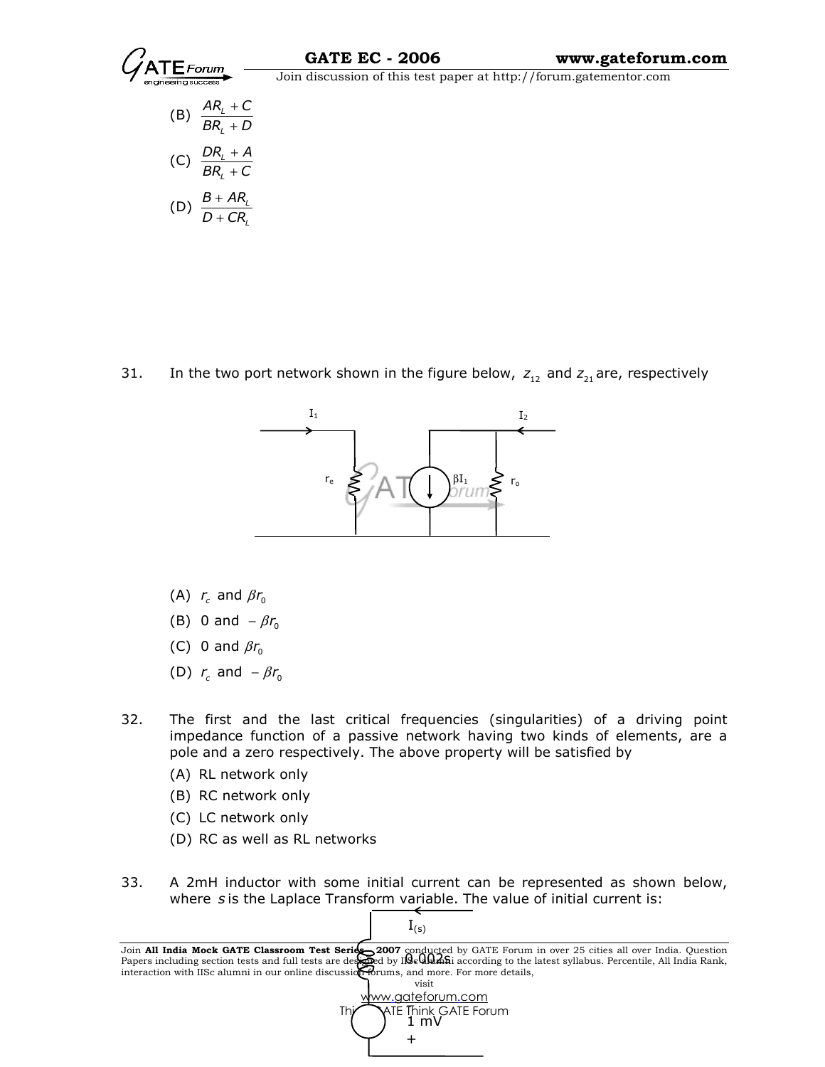(B) $\frac{AR_L + C}{BR_L + D}$

(C) $\frac{DR_L + A}{BR_L + C}$

(D) $\frac{B + AR_L}{D + CR_L}$

31. In the two port network shown in the figure below, $z_{12}$ and $z_{21}$ are, respectively

(A) $r_c$ and $\beta r_0$

(B) 0 and $-\beta r_0$

(C) 0 and $\beta r_0$

(D) $r_c$ and $-\beta r_0$

32. The first and the last critical frequencies (singularities) of a driving point impedance function of a passive network having two kinds of elements, are a pole and a zero respectively. The above property will be satisfied by

(A) RL network only

(B) RC network only

(C) LC network only

(D) RC as well as RL networks

33. A 2mH inductor with some initial current can be represented as shown below, where $s$ is the Laplace Transform variable. The value of initial current is:

$I_{(s)}$

0.002s

1 mV

+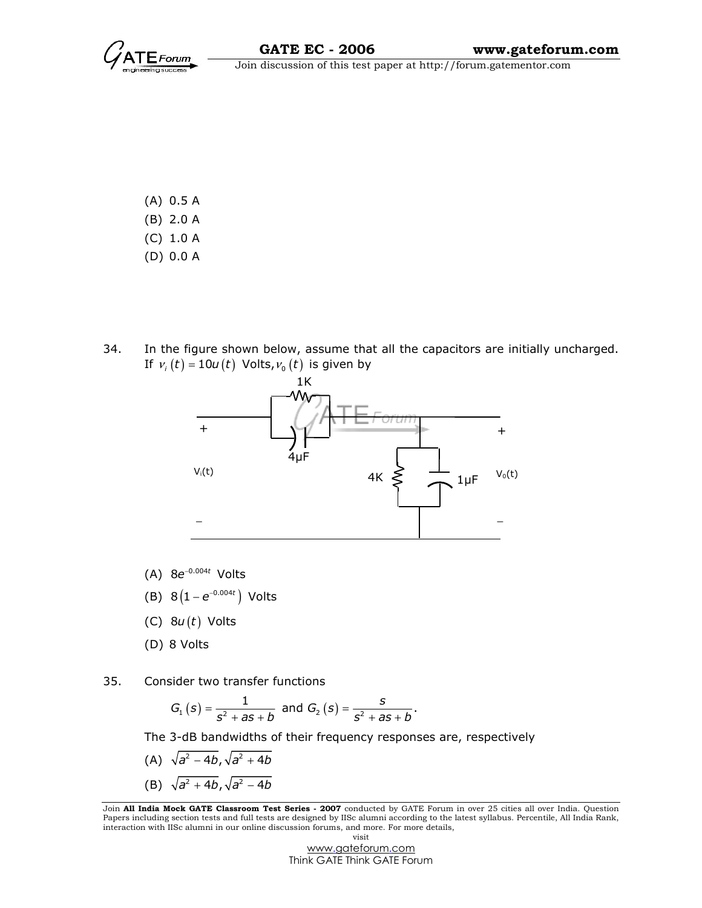(A) 0.5 A

(B) 2.0 A

(C) 1.0 A

(D) 0.0 A

34. In the figure shown below, assume that all the capacitors are initially uncharged. If $v_i(t) = 10u(t)$ Volts, $v_0(t)$ is given by

(A) $8e^{-0.004t}$ Volts

(B) $8\left(1 - e^{-0.004t}\right)$ Volts

(C) $8u(t)$ Volts

(D) 8 Volts

35. Consider two transfer functions

$$G_1(s) = \frac{1}{s^2 + as + b} \text{ and } G_2(s) = \frac{s}{s^2 + as + b}.$$

The 3-dB bandwidths of their frequency responses are, respectively

(A) $\sqrt{a^2 - 4b}, \sqrt{a^2 + 4b}$

(B) $\sqrt{a^2 + 4b}, \sqrt{a^2 - 4b}$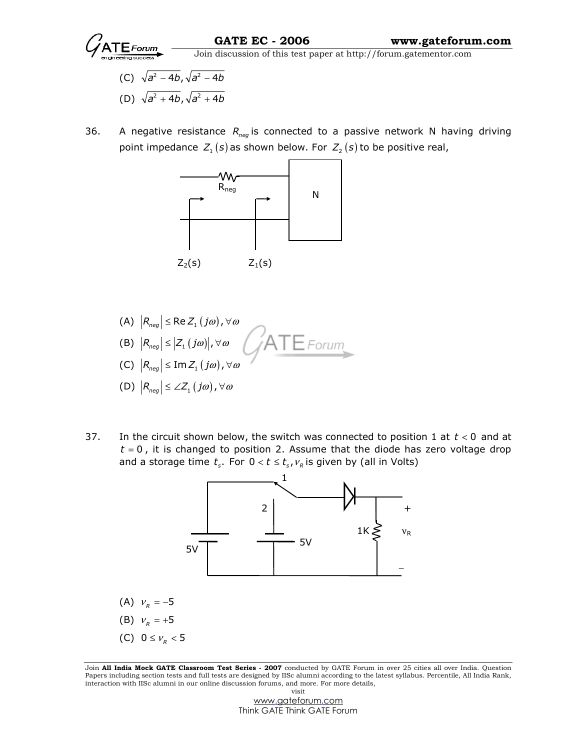(C) $\sqrt{a^2 - 4b}, \sqrt{a^2 - 4b}$

(D) $\sqrt{a^2 + 4b}, \sqrt{a^2 + 4b}$

36. A negative resistance $R_{neg}$ is connected to a passive network N having driving point impedance $Z_1(s)$ as shown below. For $Z_2(s)$ to be positive real,

(A) $|R_{neg}| \leq \operatorname{Re} Z_1(j\omega), \forall \omega$

(B) $|R_{neg}| \leq |Z_1(j\omega)|, \forall \omega$

(C) $|R_{neg}| \leq \operatorname{Im} Z_1(j\omega), \forall \omega$

(D) $|R_{neg}| \leq \angle Z_1(j\omega), \forall \omega$

37. In the circuit shown below, the switch was connected to position 1 at $t < 0$ and at $t = 0$, it is changed to position 2. Assume that the diode has zero voltage drop and a storage time $t_s$. For $0 < t \leq t_s$, $v_R$ is given by (all in Volts)

(A) $v_R = -5$

(B) $v_R = +5$

(C) $0 \leq v_R < 5$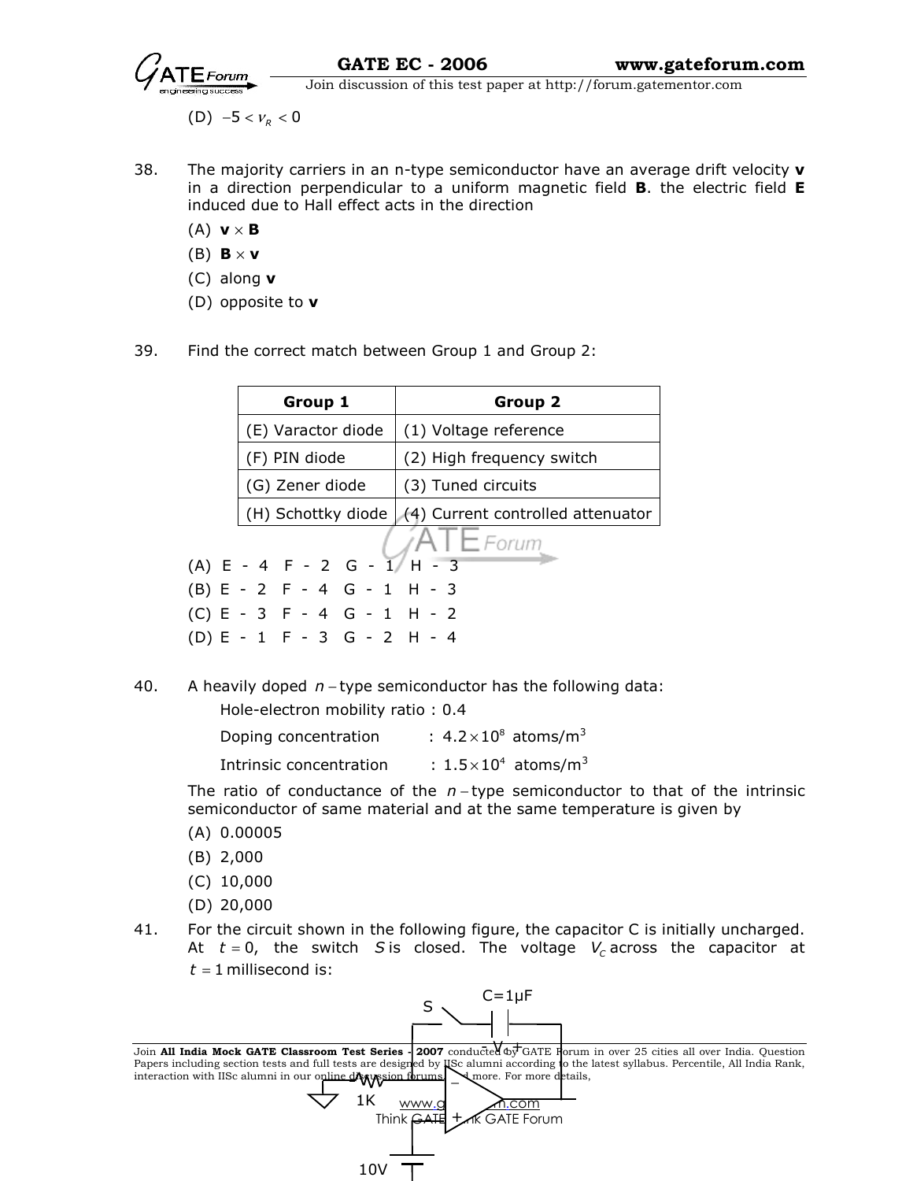(D) $-5 < v_R < 0$

38. The majority carriers in an n-type semiconductor have an average drift velocity **v** in a direction perpendicular to a uniform magnetic field **B**. the electric field **E** induced due to Hall effect acts in the direction

   (A) $\mathbf{v} \times \mathbf{B}$

   (B) $\mathbf{B} \times \mathbf{v}$

   (C) along **v**

   (D) opposite to **v**

39. Find the correct match between Group 1 and Group 2:

| Group 1 | Group 2 |
|---|---|
| (E) Varactor diode | (1) Voltage reference |
| (F) PIN diode | (2) High frequency switch |
| (G) Zener diode | (3) Tuned circuits |
| (H) Schottky diode | (4) Current controlled attenuator |

   (A) E - 4 F - 2 G - 1 H - 3

   (B) E - 2 F - 4 G - 1 H - 3

   (C) E - 3 F - 4 G - 1 H - 2

   (D) E - 1 F - 3 G - 2 H - 4

40. A heavily doped $n-$type semiconductor has the following data:

   Hole-electron mobility ratio : 0.4

   Doping concentration : $4.2 \times 10^8$ atoms/m$^3$

   Intrinsic concentration : $1.5 \times 10^4$ atoms/m$^3$

   The ratio of conductance of the $n-$type semiconductor to that of the intrinsic semiconductor of same material and at the same temperature is given by

   (A) 0.00005

   (B) 2,000

   (C) 10,000

   (D) 20,000

41. For the circuit shown in the following figure, the capacitor C is initially uncharged. At $t = 0$, the switch $S$ is closed. The voltage $V_C$ across the capacitor at $t = 1$ millisecond is:

   S C=1μF

   - $V_C$ +

   1K

   10V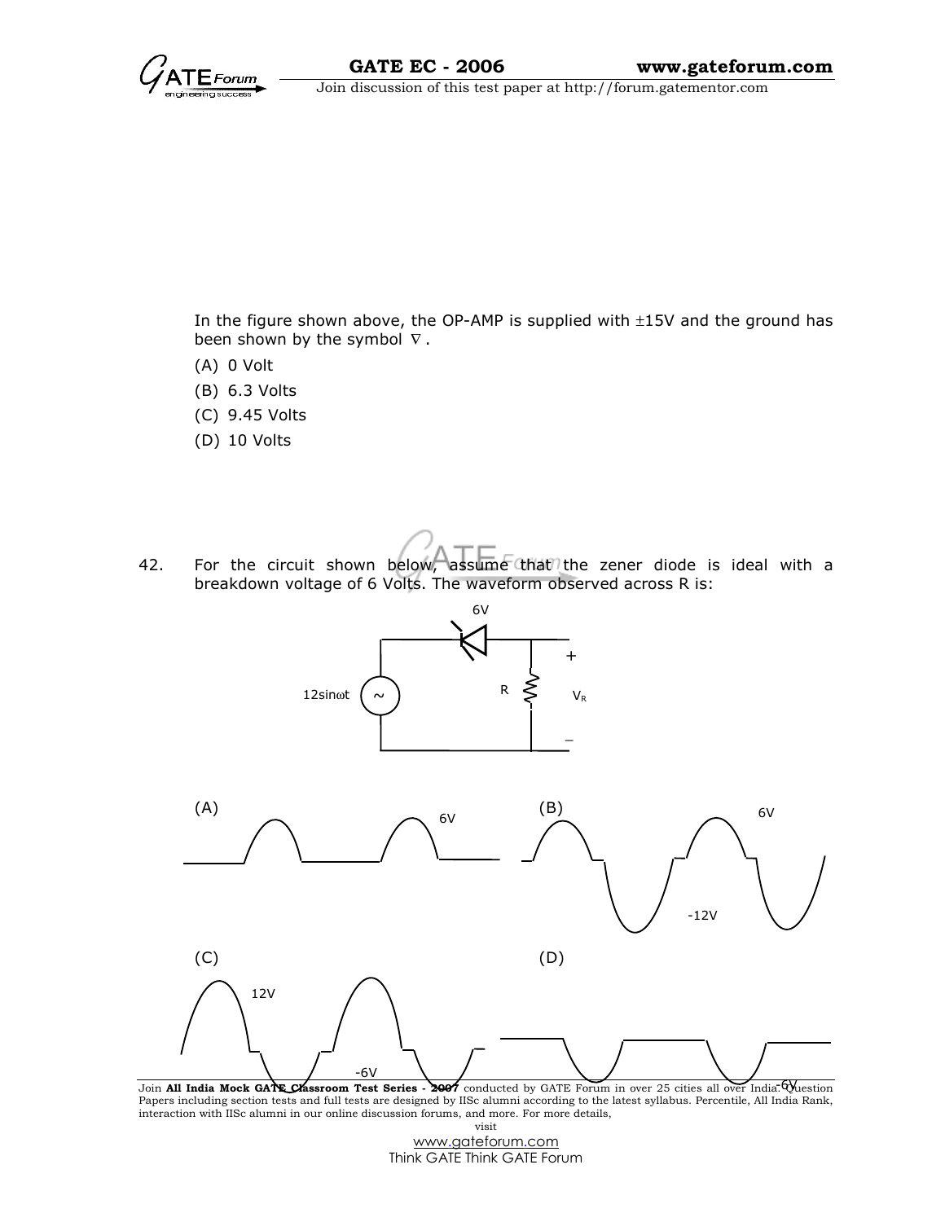In the figure shown above, the OP-AMP is supplied with ±15V and the ground has been shown by the symbol ∇.

(A) 0 Volt

(B) 6.3 Volts

(C) 9.45 Volts

(D) 10 Volts

42. For the circuit shown below, assume that the zener diode is ideal with a breakdown voltage of 6 Volts. The waveform observed across R is:

6V

12sinωt ~ R $V_R$

(A) 6V

(B) 6V, -12V

(C) 12V, -6V

(D) -6V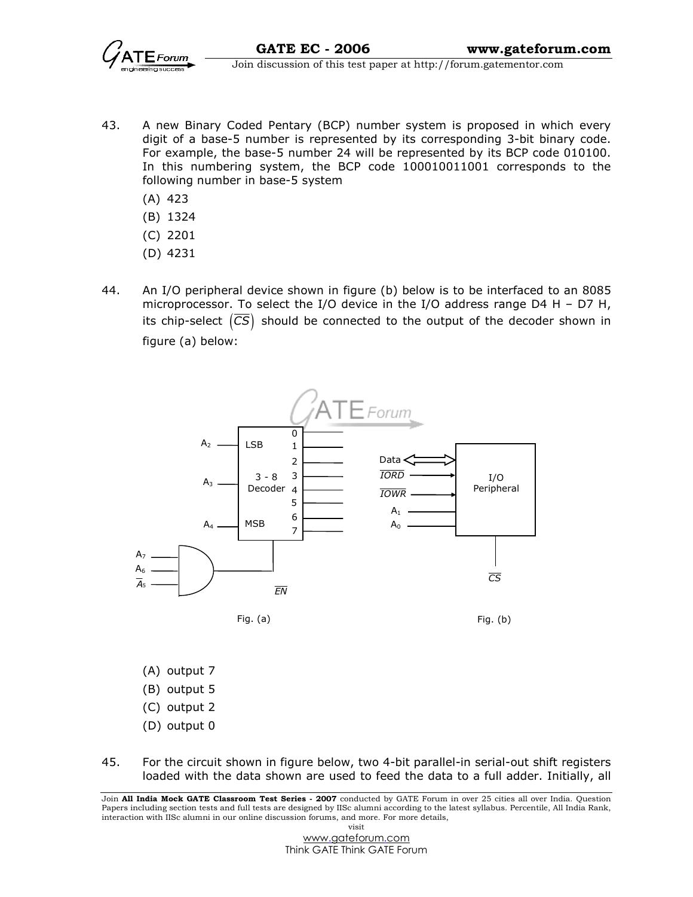43. A new Binary Coded Pentary (BCP) number system is proposed in which every digit of a base-5 number is represented by its corresponding 3-bit binary code. For example, the base-5 number 24 will be represented by its BCP code 010100. In this numbering system, the BCP code 100010011001 corresponds to the following number in base-5 system

    (A) 423
    
    (B) 1324
    
    (C) 2201
    
    (D) 4231

44. An I/O peripheral device shown in figure (b) below is to be interfaced to an 8085 microprocessor. To select the I/O device in the I/O address range D4 H – D7 H, its chip-select $\left(\overline{CS}\right)$ should be connected to the output of the decoder shown in figure (a) below:

    Fig. (a)            Fig. (b)

    (A) output 7
    
    (B) output 5
    
    (C) output 2
    
    (D) output 0

45. For the circuit shown in figure below, two 4-bit parallel-in serial-out shift registers loaded with the data shown are used to feed the data to a full adder. Initially, all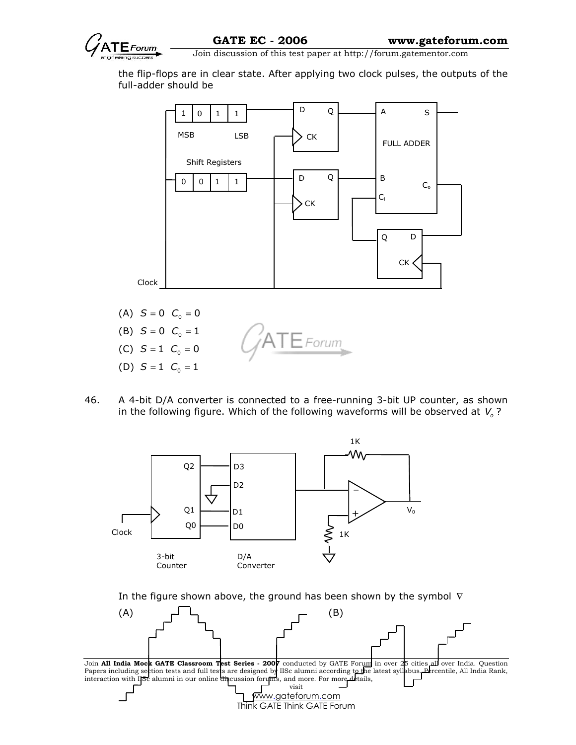the flip-flops are in clear state. After applying two clock pulses, the outputs of the full-adder should be

(A) $S = 0 \quad C_0 = 0$

(B) $S = 0 \quad C_0 = 1$

(C) $S = 1 \quad C_0 = 0$

(D) $S = 1 \quad C_0 = 1$

46. A 4-bit D/A converter is connected to a free-running 3-bit UP counter, as shown in the following figure. Which of the following waveforms will be observed at $V_o$?

In the figure shown above, the ground has been shown by the symbol ∇

(A)

(B)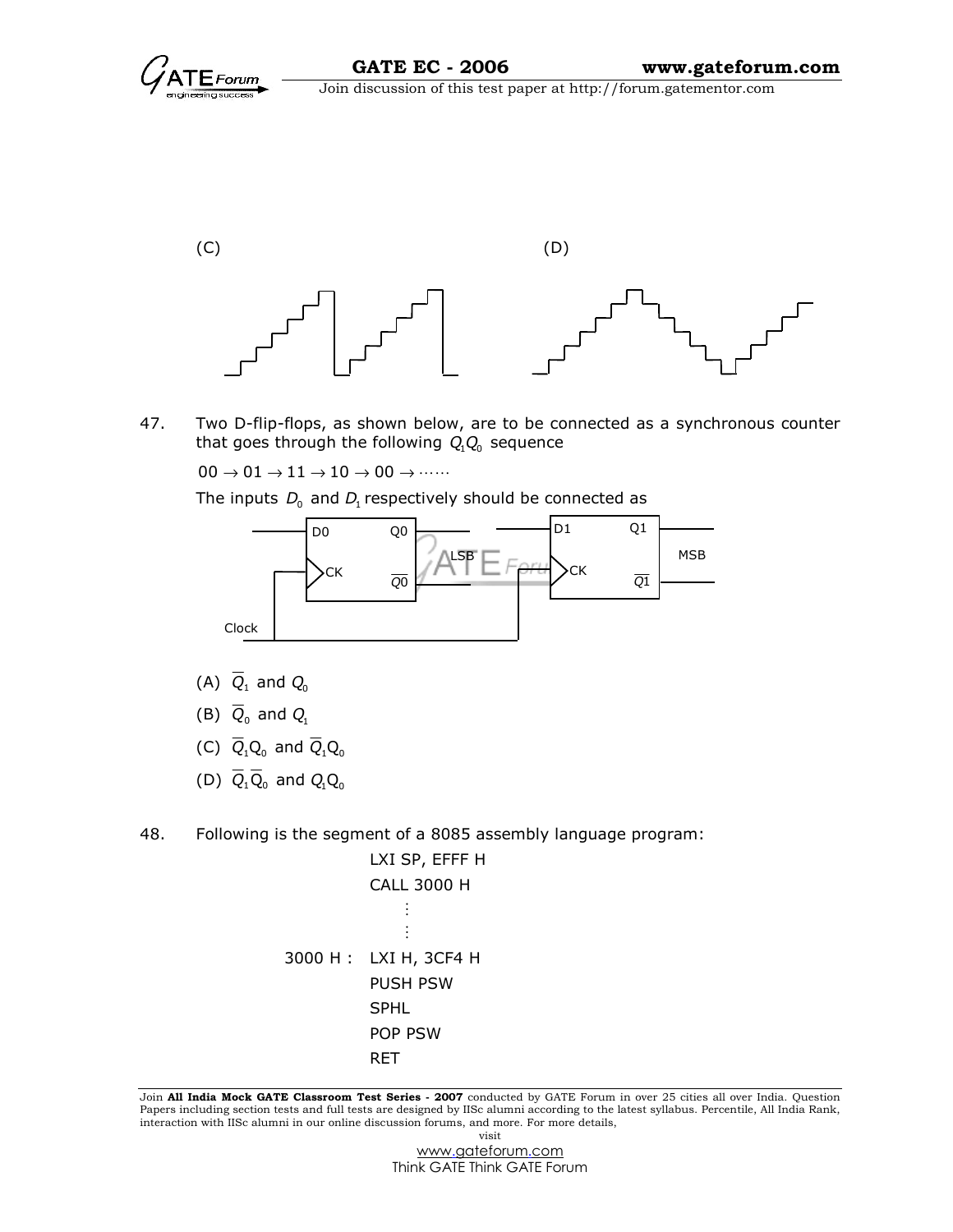(C)

(D)

47. Two D-flip-flops, as shown below, are to be connected as a synchronous counter that goes through the following $Q_1Q_0$ sequence

$00 \rightarrow 01 \rightarrow 11 \rightarrow 10 \rightarrow 00 \rightarrow \cdots\cdots$

The inputs $D_0$ and $D_1$ respectively should be connected as

(A) $\overline{Q}_1$ and $Q_0$

(B) $\overline{Q}_0$ and $Q_1$

(C) $\overline{Q}_1 Q_0$ and $\overline{Q}_1 Q_0$

(D) $\overline{Q}_1 \overline{Q}_0$ and $Q_1 Q_0$

48. Following is the segment of a 8085 assembly language program:

```
          LXI SP, EFFF H
          CALL 3000 H
              :
              :
3000 H :  LXI H, 3CF4 H
          PUSH PSW
          SPHL
          POP PSW
          RET
```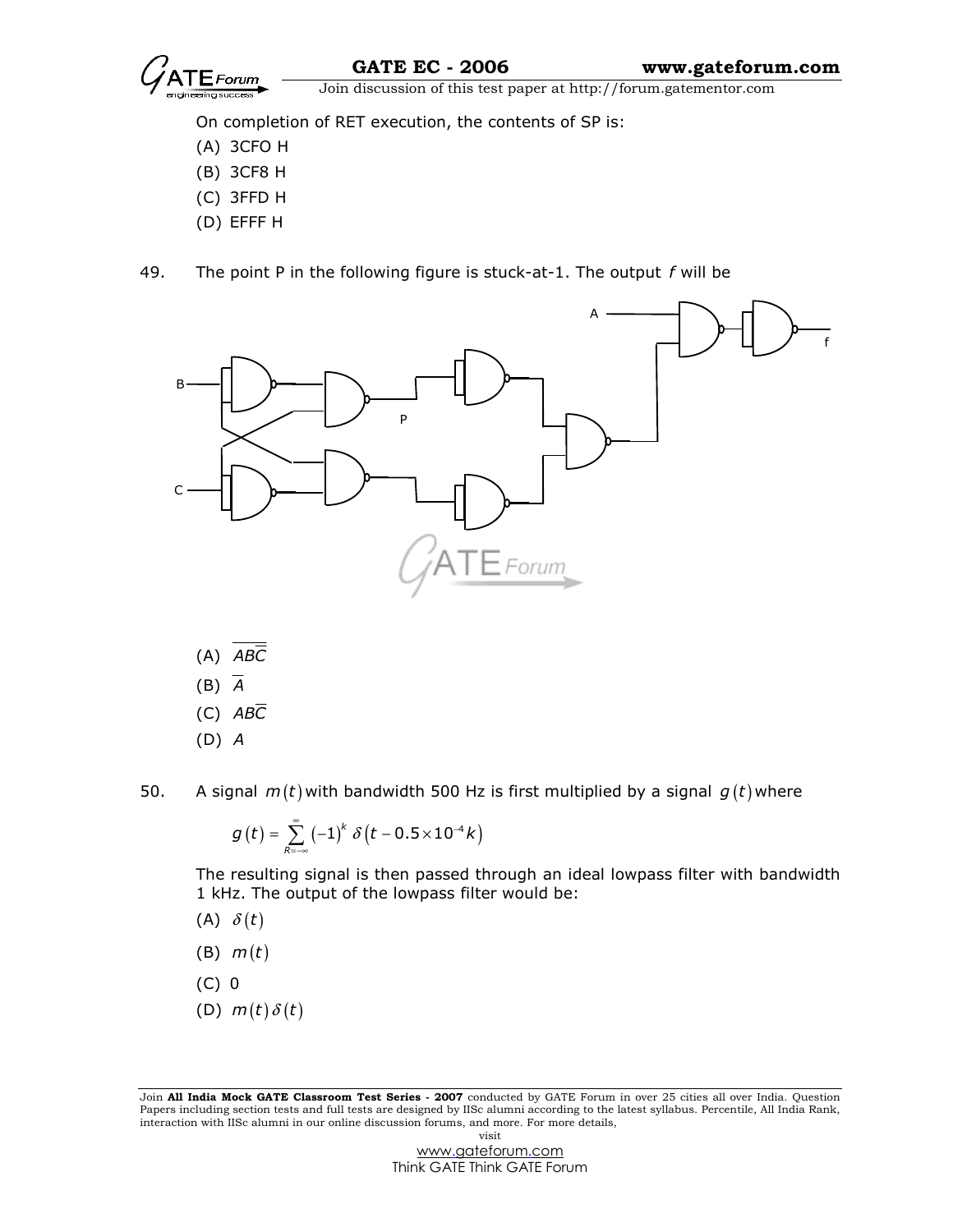On completion of RET execution, the contents of SP is:

(A) 3CFO H

(B) 3CF8 H

(C) 3FFD H

(D) EFFF H

49. The point P in the following figure is stuck-at-1. The output $f$ will be

(A) $\overline{AB\overline{C}}$

(B) $\overline{A}$

(C) $AB\overline{C}$

(D) $A$

50. A signal $m(t)$ with bandwidth 500 Hz is first multiplied by a signal $g(t)$ where

$$g(t) = \sum_{R=-\infty}^{\infty} (-1)^k \delta\left(t - 0.5 \times 10^{-4} k\right)$$

The resulting signal is then passed through an ideal lowpass filter with bandwidth 1 kHz. The output of the lowpass filter would be:

(A) $\delta(t)$

(B) $m(t)$

(C) 0

(D) $m(t)\delta(t)$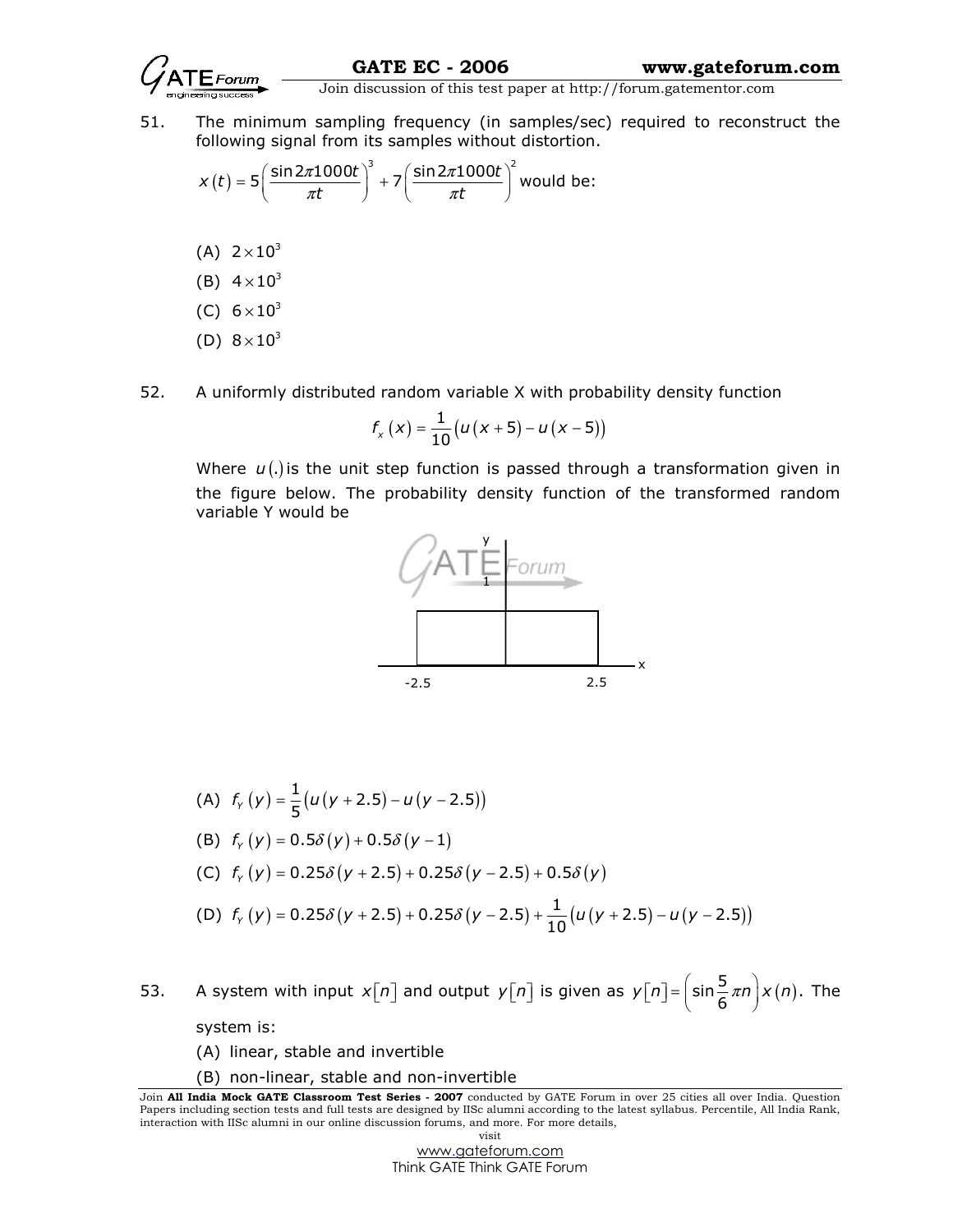51. The minimum sampling frequency (in samples/sec) required to reconstruct the following signal from its samples without distortion.

$$x(t) = 5\left(\frac{\sin 2\pi 1000t}{\pi t}\right)^3 + 7\left(\frac{\sin 2\pi 1000t}{\pi t}\right)^2 \text{ would be:}$$

(A) $2 \times 10^3$

(B) $4 \times 10^3$

(C) $6 \times 10^3$

(D) $8 \times 10^3$

52. A uniformly distributed random variable X with probability density function

$$f_x(x) = \frac{1}{10}\left(u(x+5) - u(x-5)\right)$$

Where $u(.)$ is the unit step function is passed through a transformation given in the figure below. The probability density function of the transformed random variable Y would be

(A) $f_Y(y) = \frac{1}{5}\left(u(y+2.5) - u(y-2.5)\right)$

(B) $f_Y(y) = 0.5\delta(y) + 0.5\delta(y-1)$

(C) $f_Y(y) = 0.25\delta(y+2.5) + 0.25\delta(y-2.5) + 0.5\delta(y)$

(D) $f_Y(y) = 0.25\delta(y+2.5) + 0.25\delta(y-2.5) + \frac{1}{10}\left(u(y+2.5) - u(y-2.5)\right)$

53. A system with input $x[n]$ and output $y[n]$ is given as $y[n] = \left(\sin\frac{5}{6}\pi n\right)x(n)$. The system is:

(A) linear, stable and invertible

(B) non-linear, stable and non-invertible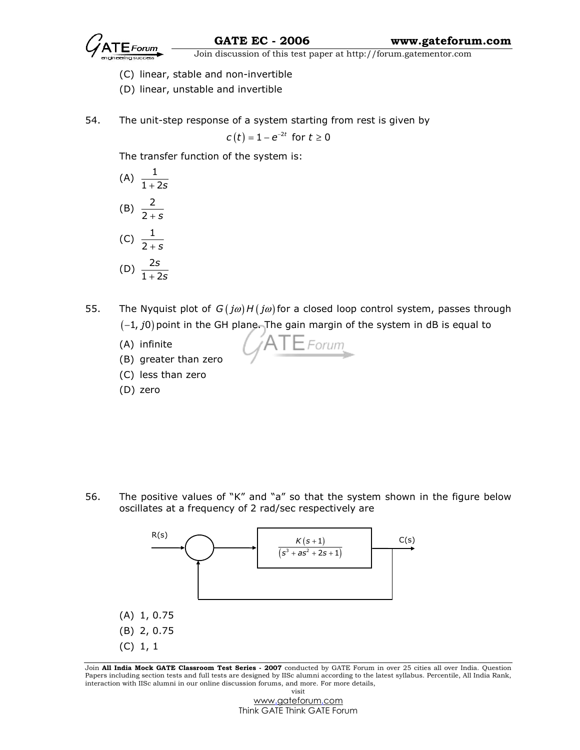(C) linear, stable and non-invertible

(D) linear, unstable and invertible

54. The unit-step response of a system starting from rest is given by

$$c(t) = 1 - e^{-2t} \text{ for } t \geq 0$$

The transfer function of the system is:

(A) $\dfrac{1}{1+2s}$

(B) $\dfrac{2}{2+s}$

(C) $\dfrac{1}{2+s}$

(D) $\dfrac{2s}{1+2s}$

55. The Nyquist plot of $G(j\omega)H(j\omega)$ for a closed loop control system, passes through $(-1, j0)$ point in the GH plane. The gain margin of the system in dB is equal to

(A) infinite

(B) greater than zero

(C) less than zero

(D) zero

56. The positive values of "K" and "a" so that the system shown in the figure below oscillates at a frequency of 2 rad/sec respectively are

R(s) → ○ → $\dfrac{K(s+1)}{(s^3 + as^2 + 2s + 1)}$ → C(s), with unity feedback

(A) 1, 0.75

(B) 2, 0.75

(C) 1, 1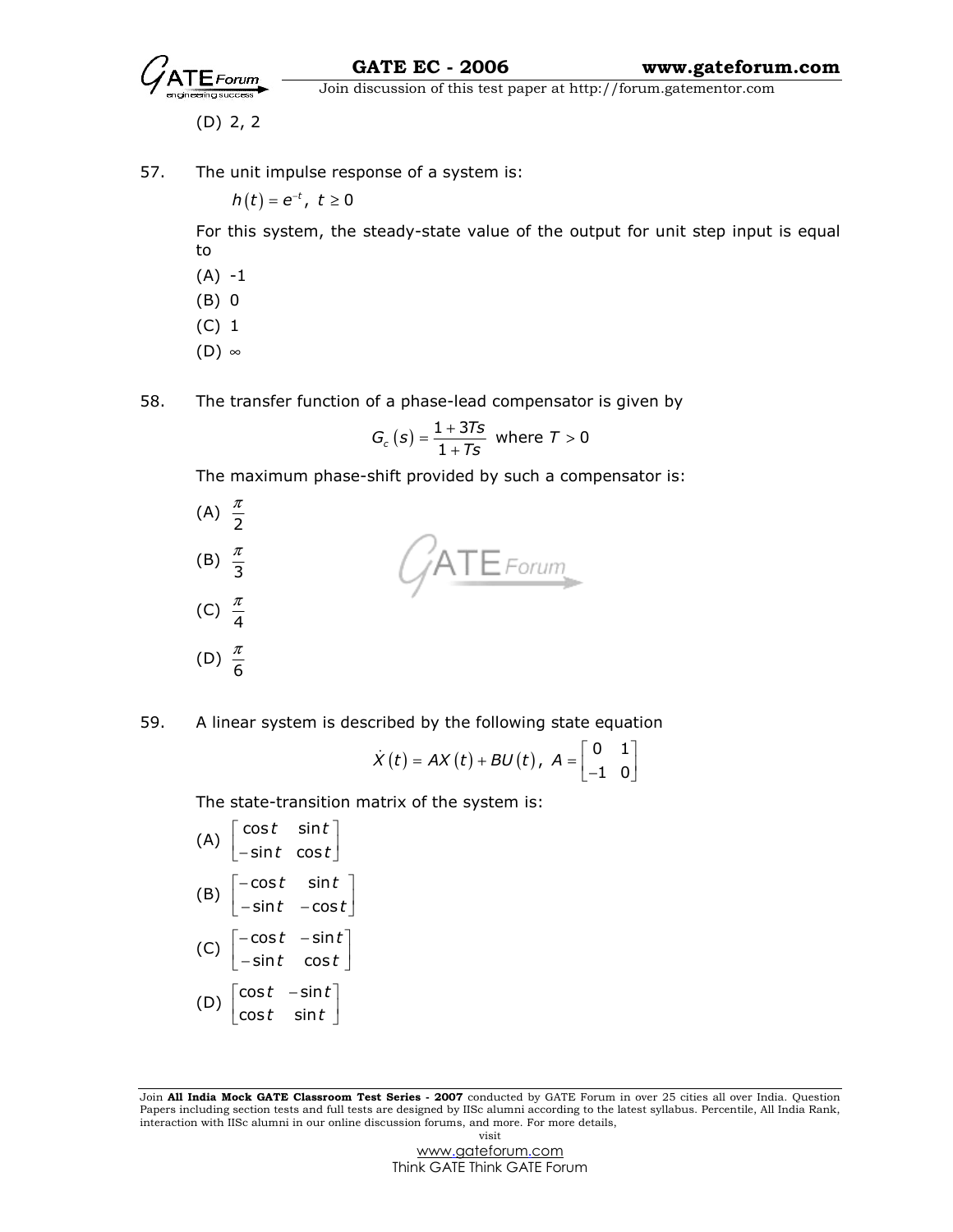(D) 2, 2

57. The unit impulse response of a system is:

$$h(t) = e^{-t},\ t \geq 0$$

For this system, the steady-state value of the output for unit step input is equal to

(A) -1

(B) 0

(C) 1

(D) $\infty$

58. The transfer function of a phase-lead compensator is given by

$$G_c(s) = \frac{1 + 3Ts}{1 + Ts} \text{ where } T > 0$$

The maximum phase-shift provided by such a compensator is:

(A) $\frac{\pi}{2}$

(B) $\frac{\pi}{3}$

(C) $\frac{\pi}{4}$

(D) $\frac{\pi}{6}$

59. A linear system is described by the following state equation

$$\dot{X}(t) = AX(t) + BU(t),\ A = \begin{bmatrix} 0 & 1 \\ -1 & 0 \end{bmatrix}$$

The state-transition matrix of the system is:

(A) $\begin{bmatrix} \cos t & \sin t \\ -\sin t & \cos t \end{bmatrix}$

(B) $\begin{bmatrix} -\cos t & \sin t \\ -\sin t & -\cos t \end{bmatrix}$

(C) $\begin{bmatrix} -\cos t & -\sin t \\ -\sin t & \cos t \end{bmatrix}$

(D) $\begin{bmatrix} \cos t & -\sin t \\ \cos t & \sin t \end{bmatrix}$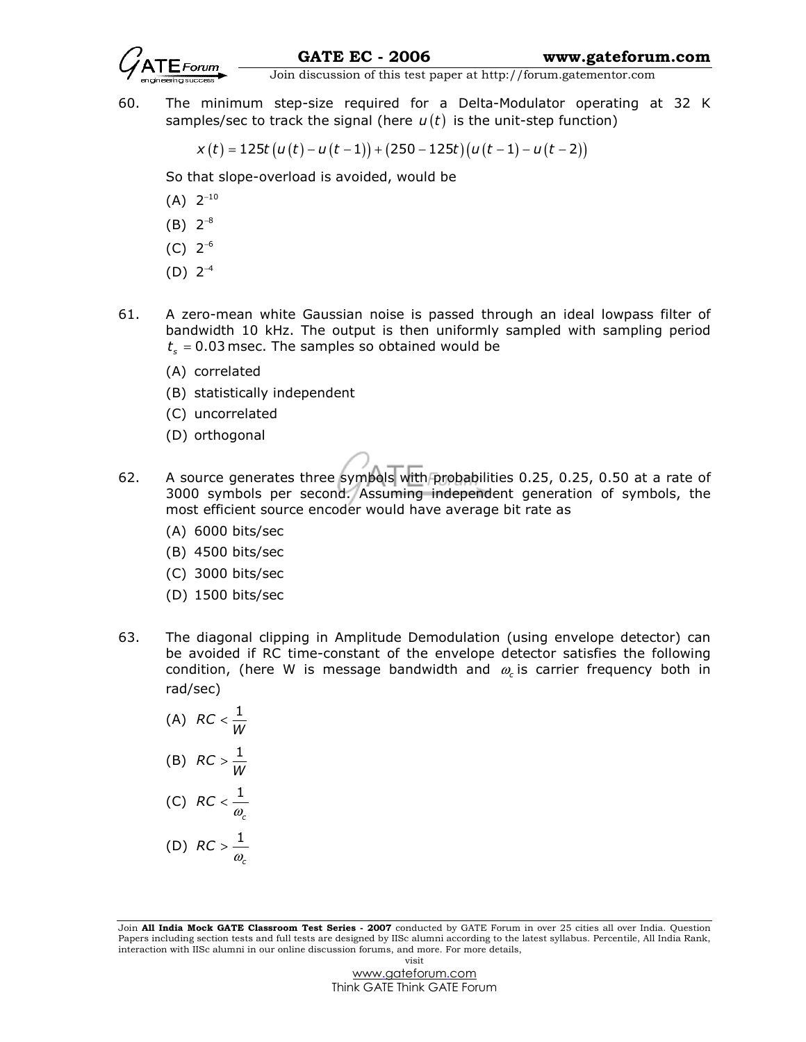60. The minimum step-size required for a Delta-Modulator operating at 32 K samples/sec to track the signal (here $u(t)$ is the unit-step function)

$$x(t) = 125t\left(u(t) - u(t-1)\right) + (250 - 125t)\left(u(t-1) - u(t-2)\right)$$

So that slope-overload is avoided, would be

(A) $2^{-10}$

(B) $2^{-8}$

(C) $2^{-6}$

(D) $2^{-4}$

61. A zero-mean white Gaussian noise is passed through an ideal lowpass filter of bandwidth 10 kHz. The output is then uniformly sampled with sampling period $t_s = 0.03$ msec. The samples so obtained would be

(A) correlated

(B) statistically independent

(C) uncorrelated

(D) orthogonal

62. A source generates three symbols with probabilities 0.25, 0.25, 0.50 at a rate of 3000 symbols per second. Assuming independent generation of symbols, the most efficient source encoder would have average bit rate as

(A) 6000 bits/sec

(B) 4500 bits/sec

(C) 3000 bits/sec

(D) 1500 bits/sec

63. The diagonal clipping in Amplitude Demodulation (using envelope detector) can be avoided if RC time-constant of the envelope detector satisfies the following condition, (here W is message bandwidth and $\omega_c$ is carrier frequency both in rad/sec)

(A) $RC < \dfrac{1}{W}$

(B) $RC > \dfrac{1}{W}$

(C) $RC < \dfrac{1}{\omega_c}$

(D) $RC > \dfrac{1}{\omega_c}$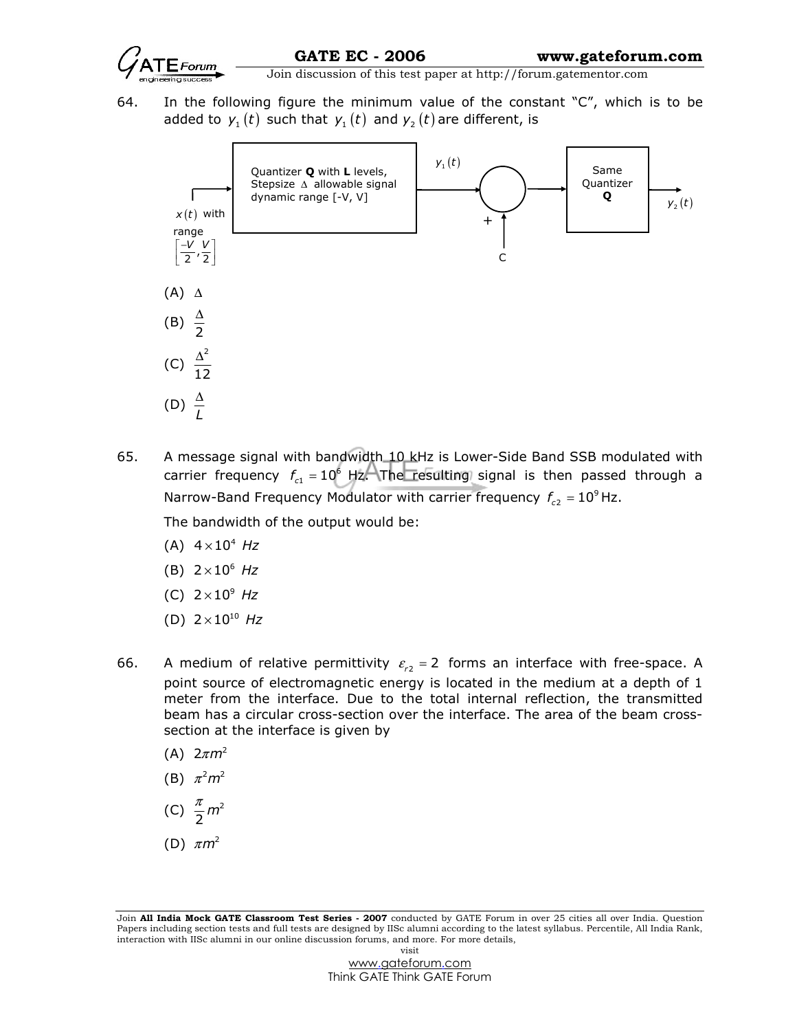64. In the following figure the minimum value of the constant "C", which is to be added to $y_1(t)$ such that $y_1(t)$ and $y_2(t)$ are different, is

$x(t)$ with range $\left[\frac{-V}{2}, \frac{V}{2}\right]$ → Quantizer **Q** with **L** levels, Stepsize $\Delta$ allowable signal dynamic range [-V, V] → $y_1(t)$ → (+ C) → Same Quantizer **Q** → $y_2(t)$

(A) $\Delta$

(B) $\frac{\Delta}{2}$

(C) $\frac{\Delta^2}{12}$

(D) $\frac{\Delta}{L}$

65. A message signal with bandwidth 10 kHz is Lower-Side Band SSB modulated with carrier frequency $f_{c1} = 10^6$ Hz. The resulting signal is then passed through a Narrow-Band Frequency Modulator with carrier frequency $f_{c2} = 10^9$ Hz.

The bandwidth of the output would be:

(A) $4 \times 10^4$ $Hz$

(B) $2 \times 10^6$ $Hz$

(C) $2 \times 10^9$ $Hz$

(D) $2 \times 10^{10}$ $Hz$

66. A medium of relative permittivity $\varepsilon_{r2} = 2$ forms an interface with free-space. A point source of electromagnetic energy is located in the medium at a depth of 1 meter from the interface. Due to the total internal reflection, the transmitted beam has a circular cross-section over the interface. The area of the beam cross-section at the interface is given by

(A) $2\pi m^2$

(B) $\pi^2 m^2$

(C) $\frac{\pi}{2} m^2$

(D) $\pi m^2$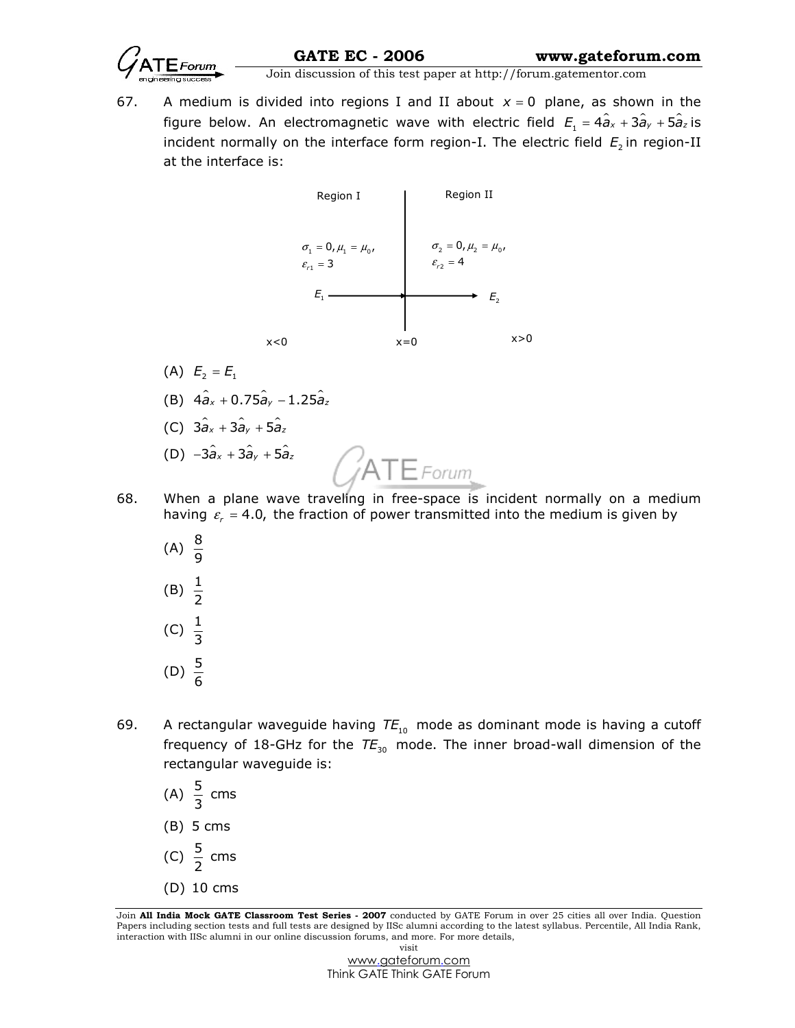67. A medium is divided into regions I and II about $x = 0$ plane, as shown in the figure below. An electromagnetic wave with electric field $E_1 = 4\hat{a}_x + 3\hat{a}_y + 5\hat{a}_z$ is incident normally on the interface form region-I. The electric field $E_2$ in region-II at the interface is:

Region I: $\sigma_1 = 0, \mu_1 = \mu_0, \varepsilon_{r1} = 3$

Region II: $\sigma_2 = 0, \mu_2 = \mu_0, \varepsilon_{r2} = 4$

$E_1 \longrightarrow$ (x<0) | x=0 | $\longrightarrow E_2$ (x>0)

(A) $E_2 = E_1$

(B) $4\hat{a}_x + 0.75\hat{a}_y - 1.25\hat{a}_z$

(C) $3\hat{a}_x + 3\hat{a}_y + 5\hat{a}_z$

(D) $-3\hat{a}_x + 3\hat{a}_y + 5\hat{a}_z$

68. When a plane wave traveling in free-space is incident normally on a medium having $\varepsilon_r = 4.0$, the fraction of power transmitted into the medium is given by

(A) $\frac{8}{9}$

(B) $\frac{1}{2}$

(C) $\frac{1}{3}$

(D) $\frac{5}{6}$

69. A rectangular waveguide having $TE_{10}$ mode as dominant mode is having a cutoff frequency of 18-GHz for the $TE_{30}$ mode. The inner broad-wall dimension of the rectangular waveguide is:

(A) $\frac{5}{3}$ cms

(B) 5 cms

(C) $\frac{5}{2}$ cms

(D) 10 cms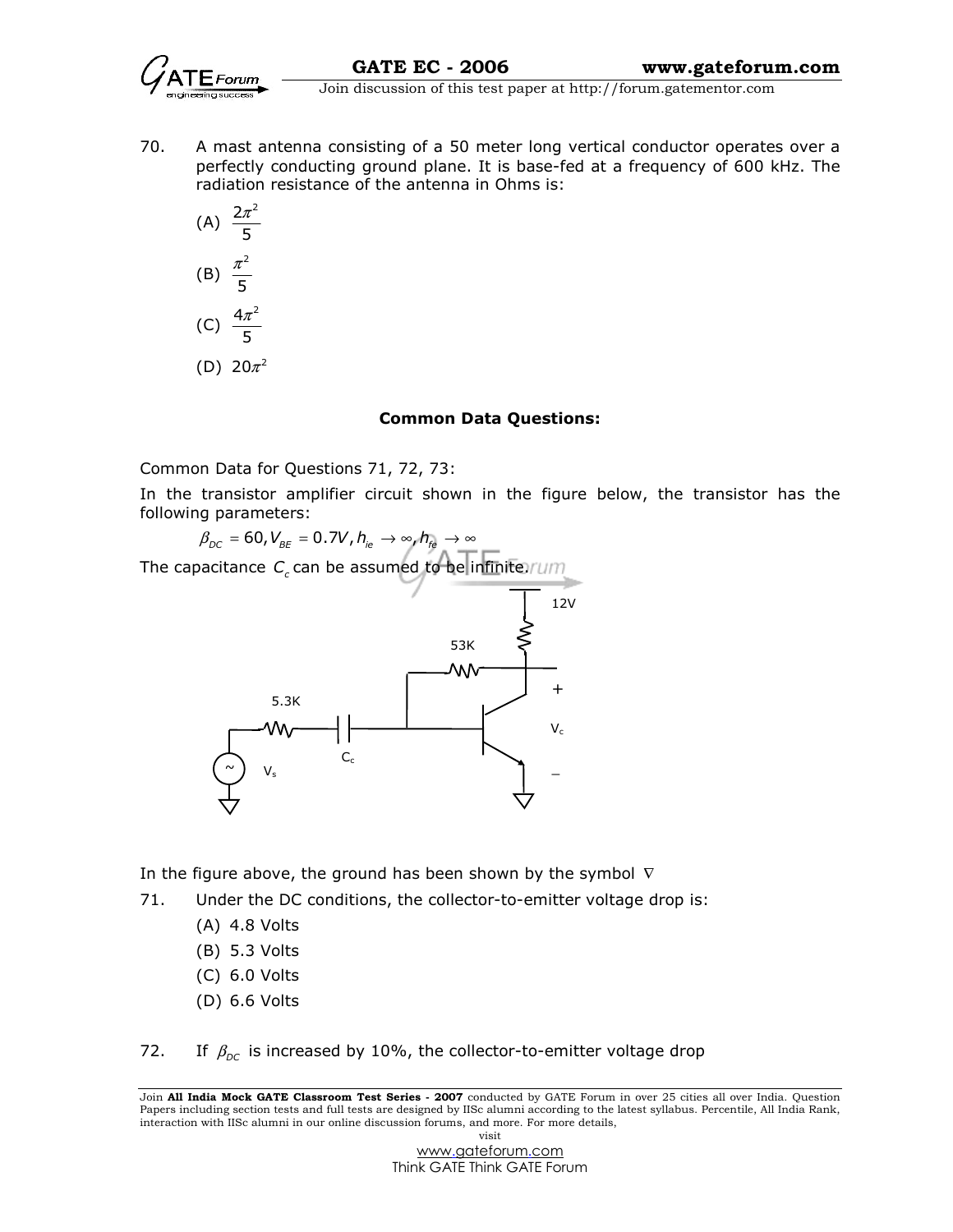70. A mast antenna consisting of a 50 meter long vertical conductor operates over a perfectly conducting ground plane. It is base-fed at a frequency of 600 kHz. The radiation resistance of the antenna in Ohms is:

(A) $\frac{2\pi^2}{5}$

(B) $\frac{\pi^2}{5}$

(C) $\frac{4\pi^2}{5}$

(D) $20\pi^2$

**Common Data Questions:**

Common Data for Questions 71, 72, 73:

In the transistor amplifier circuit shown in the figure below, the transistor has the following parameters:

$\beta_{DC} = 60, V_{BE} = 0.7V, h_{ie} \to \infty, h_{fe} \to \infty$

The capacitance $C_c$ can be assumed to be infinite.

In the figure above, the ground has been shown by the symbol ∇

71. Under the DC conditions, the collector-to-emitter voltage drop is:

(A) 4.8 Volts

(B) 5.3 Volts

(C) 6.0 Volts

(D) 6.6 Volts

72. If $\beta_{DC}$ is increased by 10%, the collector-to-emitter voltage drop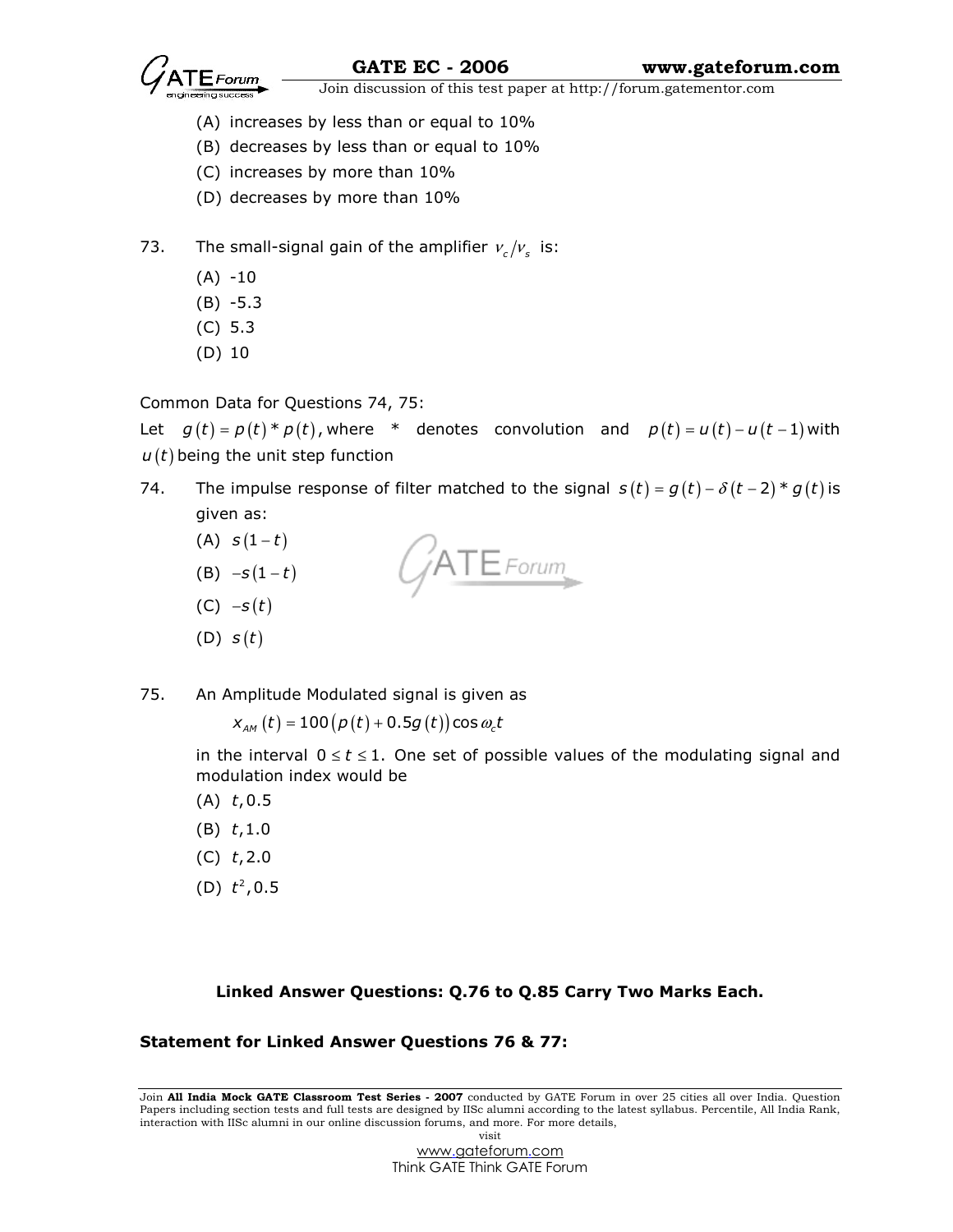(A) increases by less than or equal to 10%

(B) decreases by less than or equal to 10%

(C) increases by more than 10%

(D) decreases by more than 10%

73. The small-signal gain of the amplifier $v_c/v_s$ is:

(A) -10

(B) -5.3

(C) 5.3

(D) 10

Common Data for Questions 74, 75:

Let $g(t) = p(t) * p(t)$, where * denotes convolution and $p(t) = u(t) - u(t-1)$ with $u(t)$ being the unit step function

74. The impulse response of filter matched to the signal $s(t) = g(t) - \delta(t-2) * g(t)$ is given as:

(A) $s(1-t)$

(B) $-s(1-t)$

(C) $-s(t)$

(D) $s(t)$

75. An Amplitude Modulated signal is given as

$$x_{AM}(t) = 100\left(p(t) + 0.5g(t)\right)\cos\omega_c t$$

in the interval $0 \le t \le 1$. One set of possible values of the modulating signal and modulation index would be

(A) $t, 0.5$

(B) $t, 1.0$

(C) $t, 2.0$

(D) $t^2, 0.5$

**Linked Answer Questions: Q.76 to Q.85 Carry Two Marks Each.**

**Statement for Linked Answer Questions 76 & 77:**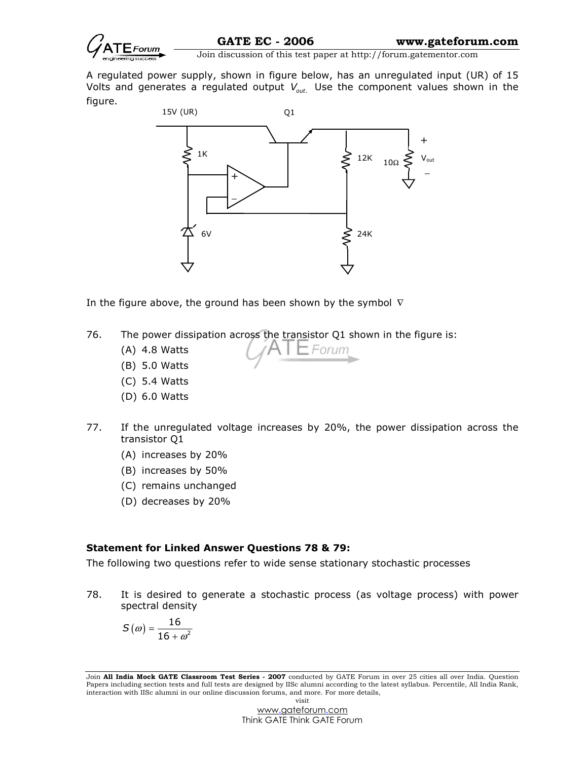A regulated power supply, shown in figure below, has an unregulated input (UR) of 15 Volts and generates a regulated output $V_{out.}$ Use the component values shown in the figure.

In the figure above, the ground has been shown by the symbol $\nabla$

76. The power dissipation across the transistor Q1 shown in the figure is:
    - (A) 4.8 Watts
    - (B) 5.0 Watts
    - (C) 5.4 Watts
    - (D) 6.0 Watts

77. If the unregulated voltage increases by 20%, the power dissipation across the transistor Q1
    - (A) increases by 20%
    - (B) increases by 50%
    - (C) remains unchanged
    - (D) decreases by 20%

**Statement for Linked Answer Questions 78 & 79:**

The following two questions refer to wide sense stationary stochastic processes

78. It is desired to generate a stochastic process (as voltage process) with power spectral density

$$S(\omega) = \frac{16}{16 + \omega^2}$$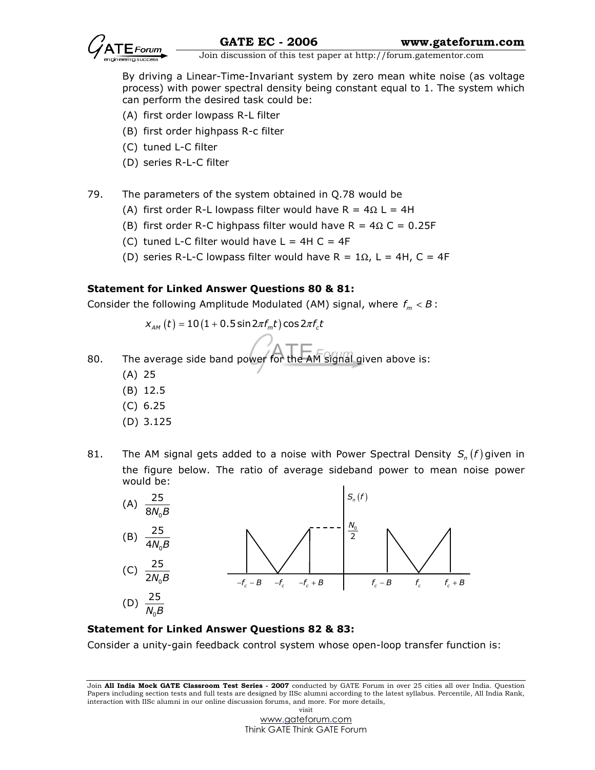By driving a Linear-Time-Invariant system by zero mean white noise (as voltage process) with power spectral density being constant equal to 1. The system which can perform the desired task could be:

(A) first order lowpass R-L filter

(B) first order highpass R-c filter

(C) tuned L-C filter

(D) series R-L-C filter

79. The parameters of the system obtained in Q.78 would be

(A) first order R-L lowpass filter would have R = 4Ω L = 4H

(B) first order R-C highpass filter would have R = 4Ω C = 0.25F

(C) tuned L-C filter would have L = 4H C = 4F

(D) series R-L-C lowpass filter would have R = 1Ω, L = 4H, C = 4F

**Statement for Linked Answer Questions 80 & 81:**

Consider the following Amplitude Modulated (AM) signal, where $f_m < B$:

$$x_{AM}(t) = 10(1 + 0.5\sin 2\pi f_m t)\cos 2\pi f_c t$$

80. The average side band power for the AM signal given above is:

(A) 25

(B) 12.5

(C) 6.25

(D) 3.125

81. The AM signal gets added to a noise with Power Spectral Density $S_n(f)$ given in the figure below. The ratio of average sideband power to mean noise power would be:

(A) $\dfrac{25}{8N_0B}$

(B) $\dfrac{25}{4N_0B}$

(C) $\dfrac{25}{2N_0B}$

(D) $\dfrac{25}{N_0B}$

(Figure: $S_n(f)$ versus $f$, with peak value $\frac{N_0}{2}$; frequency axis marked $-f_c - B$, $-f_c$, $-f_c + B$, $f_c - B$, $f_c$, $f_c + B$)

**Statement for Linked Answer Questions 82 & 83:**

Consider a unity-gain feedback control system whose open-loop transfer function is: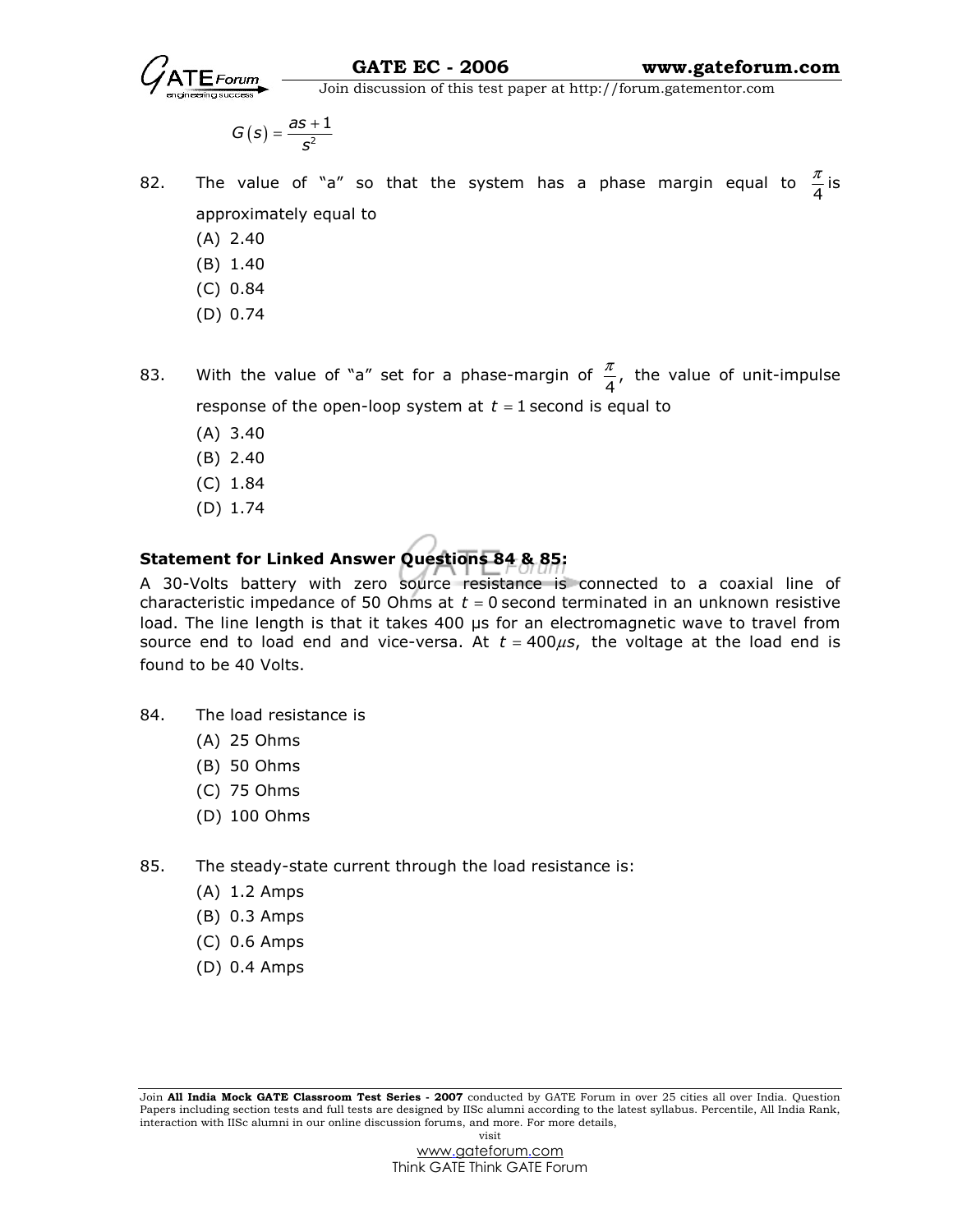$$G(s) = \frac{as+1}{s^2}$$

82. The value of "a" so that the system has a phase margin equal to $\frac{\pi}{4}$ is approximately equal to

   (A) 2.40
   (B) 1.40
   (C) 0.84
   (D) 0.74

83. With the value of "a" set for a phase-margin of $\frac{\pi}{4}$, the value of unit-impulse response of the open-loop system at $t = 1$ second is equal to

   (A) 3.40
   (B) 2.40
   (C) 1.84
   (D) 1.74

**Statement for Linked Answer Questions 84 & 85:**

A 30-Volts battery with zero source resistance is connected to a coaxial line of characteristic impedance of 50 Ohms at $t = 0$ second terminated in an unknown resistive load. The line length is that it takes 400 μs for an electromagnetic wave to travel from source end to load end and vice-versa. At $t = 400\mu s$, the voltage at the load end is found to be 40 Volts.

84. The load resistance is

   (A) 25 Ohms
   (B) 50 Ohms
   (C) 75 Ohms
   (D) 100 Ohms

85. The steady-state current through the load resistance is:

   (A) 1.2 Amps
   (B) 0.3 Amps
   (C) 0.6 Amps
   (D) 0.4 Amps